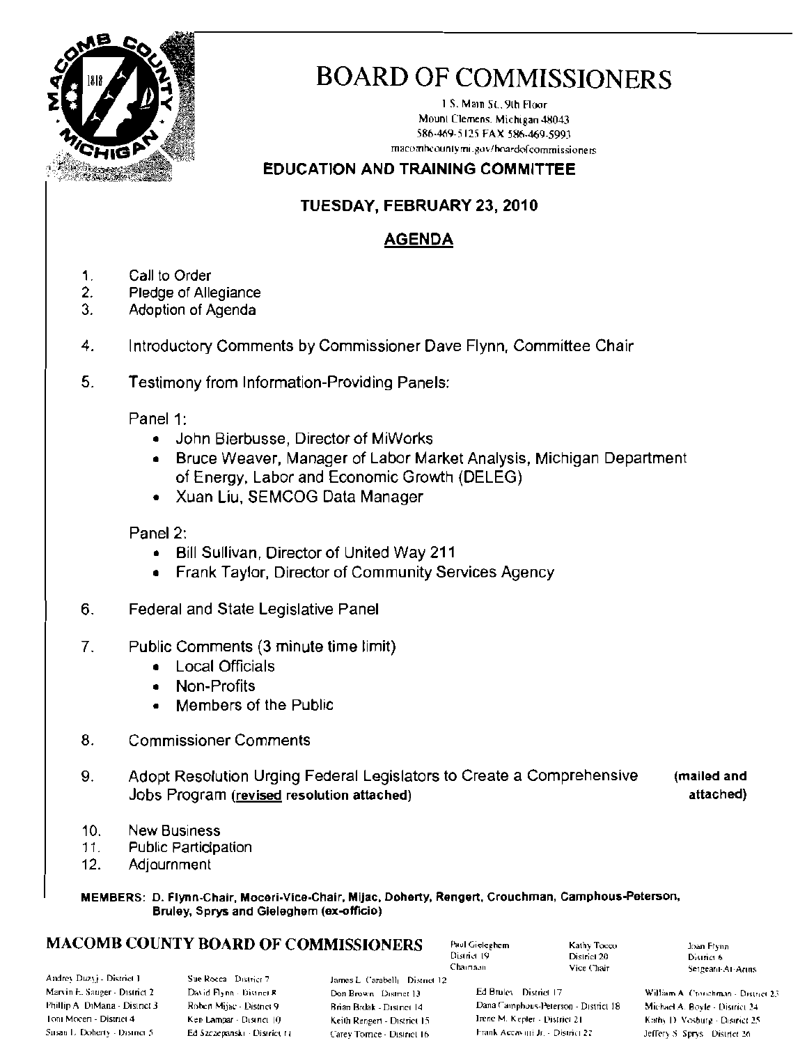# BOARD OF COMMISSIONERS

1 S. Main St., 9th Floor
Mount Clemens, Michigan 48043
586-469-5125 FAX 586-469-5993
macombcountymi.gov/boardofcommissioners

## EDUCATION AND TRAINING COMMITTEE

### TUESDAY, FEBRUARY 23, 2010

### AGENDA

1. Call to Order
2. Pledge of Allegiance
3. Adoption of Agenda
4. Introductory Comments by Commissioner Dave Flynn, Committee Chair
5. Testimony from Information-Providing Panels:

   Panel 1:
   - John Bierbusse, Director of MiWorks
   - Bruce Weaver, Manager of Labor Market Analysis, Michigan Department of Energy, Labor and Economic Growth (DELEG)
   - Xuan Liu, SEMCOG Data Manager

   Panel 2:
   - Bill Sullivan, Director of United Way 211
   - Frank Taylor, Director of Community Services Agency

6. Federal and State Legislative Panel
7. Public Comments (3 minute time limit)
   - Local Officials
   - Non-Profits
   - Members of the Public
8. Commissioner Comments
9. Adopt Resolution Urging Federal Legislators to Create a Comprehensive Jobs Program (**revised resolution attached**) **(mailed and attached)**
10. New Business
11. Public Participation
12. Adjournment

**MEMBERS: D. Flynn-Chair, Moceri-Vice-Chair, Mijac, Doherty, Rengert, Crouchman, Camphous-Peterson, Bruley, Sprys and Gieleghem (ex-officio)**

## MACOMB COUNTY BOARD OF COMMISSIONERS

Paul Gieleghem - District 19 - Chairman
Kathy Tocco - District 20 - Vice Chair
Joan Flynn - District 6 - Sergeant-At-Arms

Andrey Duzyj - District 1
Marvin E. Sauger - District 2
Phillip A. DiMaria - District 3
Toni Moceri - District 4
Susan L. Doherty - District 5
Sue Rocca - District 7
David Flynn - District 8
Robert Mijac - District 9
Ken Lampar - District 10
Ed Szczepanski - District 11
James L. Carabelli - District 12
Don Brown - District 13
Brian Brdak - District 14
Keith Rengert - District 15
Carey Torrice - District 16
Ed Bruley - District 17
Dana Camphous-Peterson - District 18
Irene M. Kepler - District 21
Frank Accavitti Jr. - District 22
William A. Crouchman - District 23
Michael A. Boyle - District 24
Kathy D. Vosburg - District 25
Jeffery S. Sprys - District 26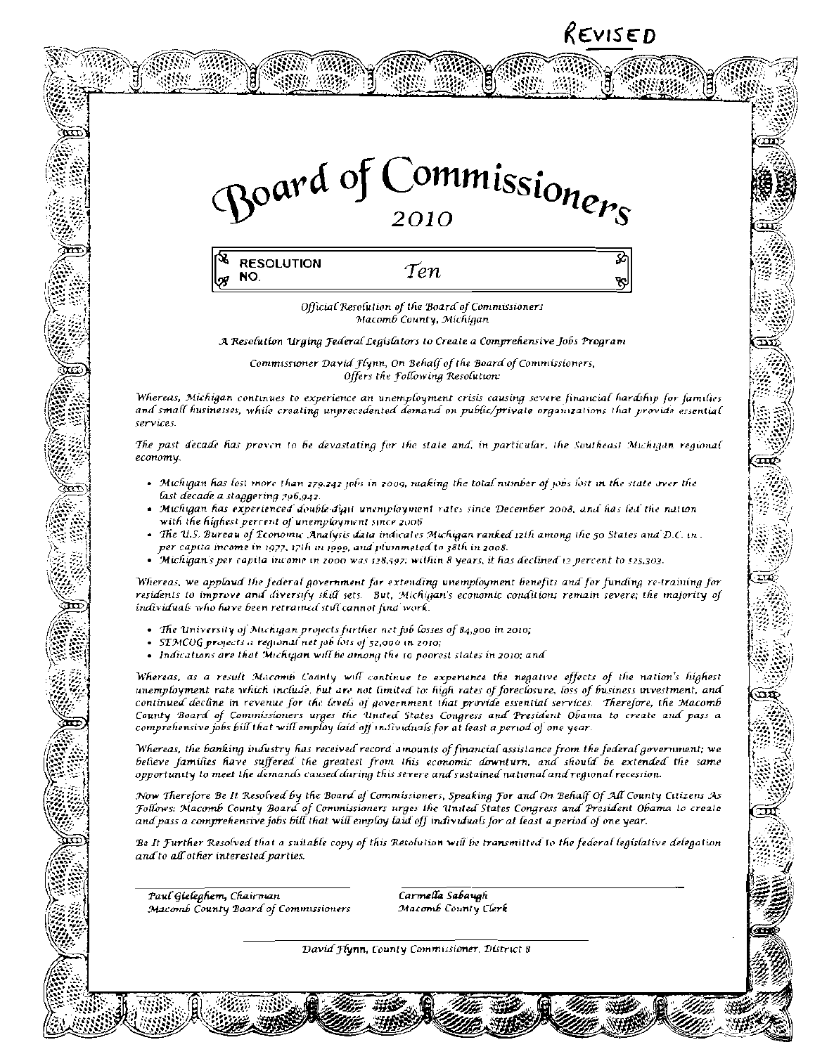REVISED

# Board of Commissioners 2010

**RESOLUTION NO.** *Ten*

*Official Resolution of the Board of Commissioners*
*Macomb County, Michigan*

*A Resolution Urging Federal Legislators to Create a Comprehensive Jobs Program*

*Commissioner David Flynn, On Behalf of the Board of Commissioners, Offers the Following Resolution:*

*Whereas, Michigan continues to experience an unemployment crisis causing severe financial hardship for families and small businesses, while creating unprecedented demand on public/private organizations that provide essential services.*

*The past decade has proven to be devastating for the state and, in particular, the Southeast Michigan regional economy.*

- *Michigan has lost more than 279,242 jobs in 2009, making the total number of jobs lost in the state over the last decade a staggering 796,942.*
- *Michigan has experienced double-digit unemployment rates since December 2008, and has led the nation with the highest percent of unemployment since 2006*
- *The U.S. Bureau of Economic Analysis data indicates Michigan ranked 12th among the 50 States and D.C. in per capita income in 1977, 17th in 1999, and plummeted to 38th in 2008.*
- *Michigan's per capita income in 2000 was $28,597; within 8 years, it has declined 12 percent to $25,303.*

*Whereas, we applaud the federal government for extending unemployment benefits and for funding re-training for residents to improve and diversify skill sets. But, Michigan's economic conditions remain severe; the majority of individuals who have been retrained still cannot find work.*

- *The University of Michigan projects further net job losses of 84,900 in 2010;*
- *SEMCOG projects a regional net job loss of 32,000 in 2010;*
- *Indications are that Michigan will be among the 10 poorest states in 2010; and*

*Whereas, as a result Macomb County will continue to experience the negative effects of the nation's highest unemployment rate which include, but are not limited to: high rates of foreclosure, loss of business investment, and continued decline in revenue for the levels of government that provide essential services. Therefore, the Macomb County Board of Commissioners urges the United States Congress and President Obama to create and pass a comprehensive jobs bill that will employ laid off individuals for at least a period of one year.*

*Whereas, the banking industry has received record amounts of financial assistance from the federal government; we believe families have suffered the greatest from this economic downturn, and should be extended the same opportunity to meet the demands caused during this severe and sustained national and regional recession.*

*Now Therefore Be It Resolved by the Board of Commissioners, Speaking For and On Behalf Of All County Citizens As Follows: Macomb County Board of Commissioners urges the United States Congress and President Obama to create and pass a comprehensive jobs bill that will employ laid off individuals for at least a period of one year.*

*Be It Further Resolved that a suitable copy of this Resolution will be transmitted to the federal legislative delegation and to all other interested parties.*

*Paul Gieleghem, Chairman*
*Macomb County Board of Commissioners*

*Carmella Sabaugh*
*Macomb County Clerk*

*David Flynn, County Commissioner, District 8*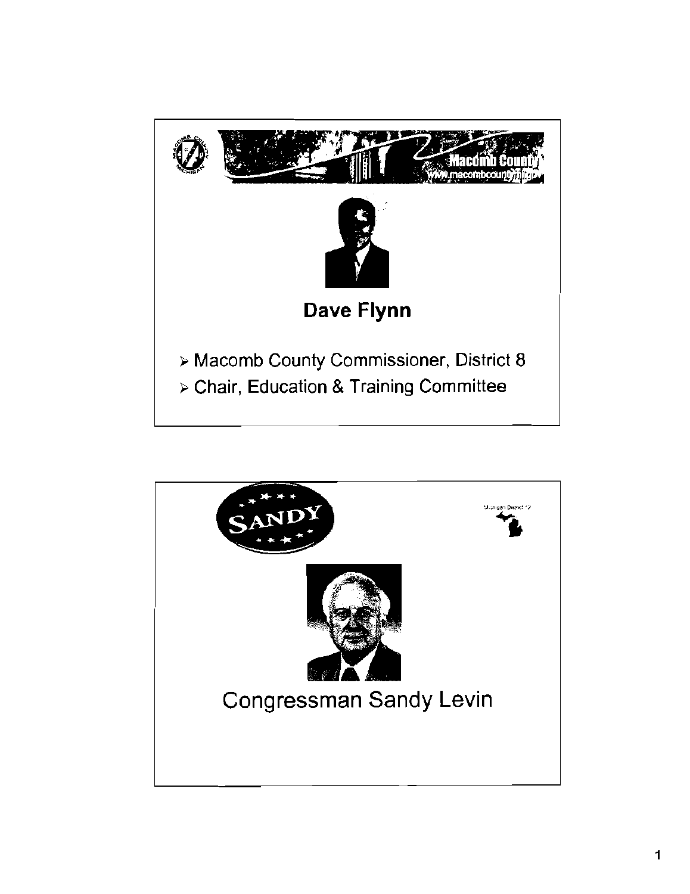Macomb County
www.macombcountymi.gov

## Dave Flynn

- Macomb County Commissioner, District 8
- Chair, Education & Training Committee

SANDY

Michigan District 12

## Congressman Sandy Levin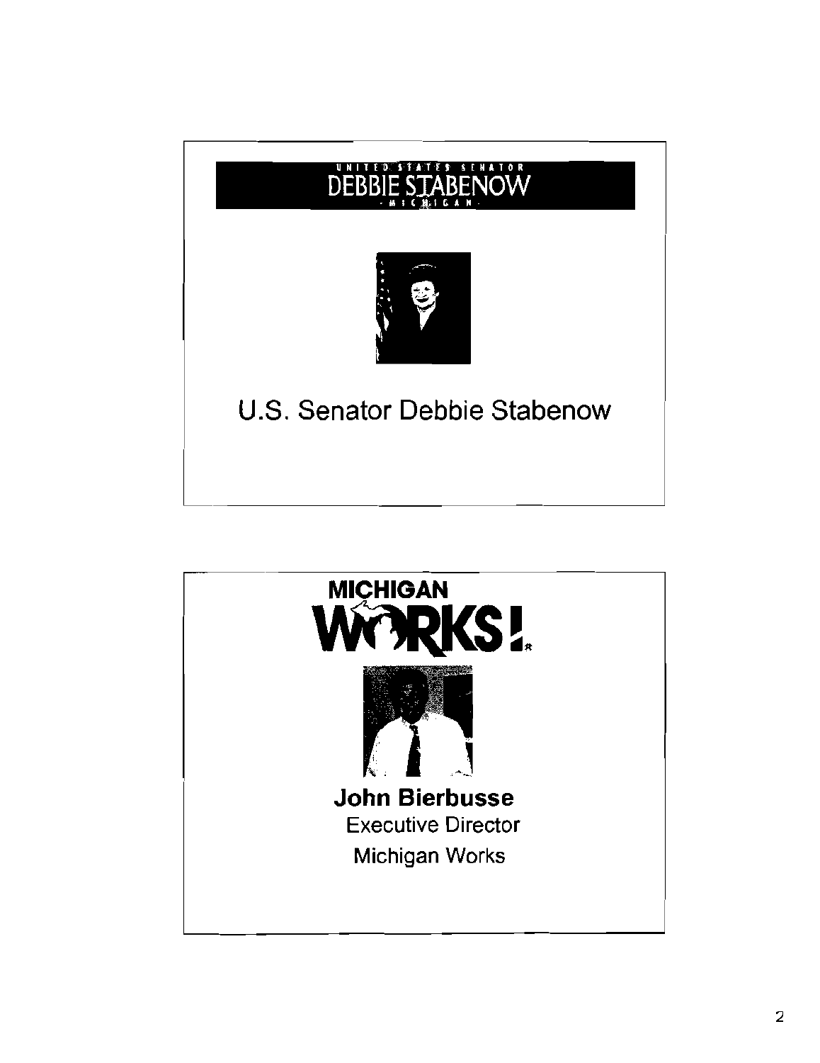UNITED STATES SENATOR
DEBBIE STABENOW
- MICHIGAN -

U.S. Senator Debbie Stabenow

---

MICHIGAN
WORKS!

**John Bierbusse**

Executive Director

Michigan Works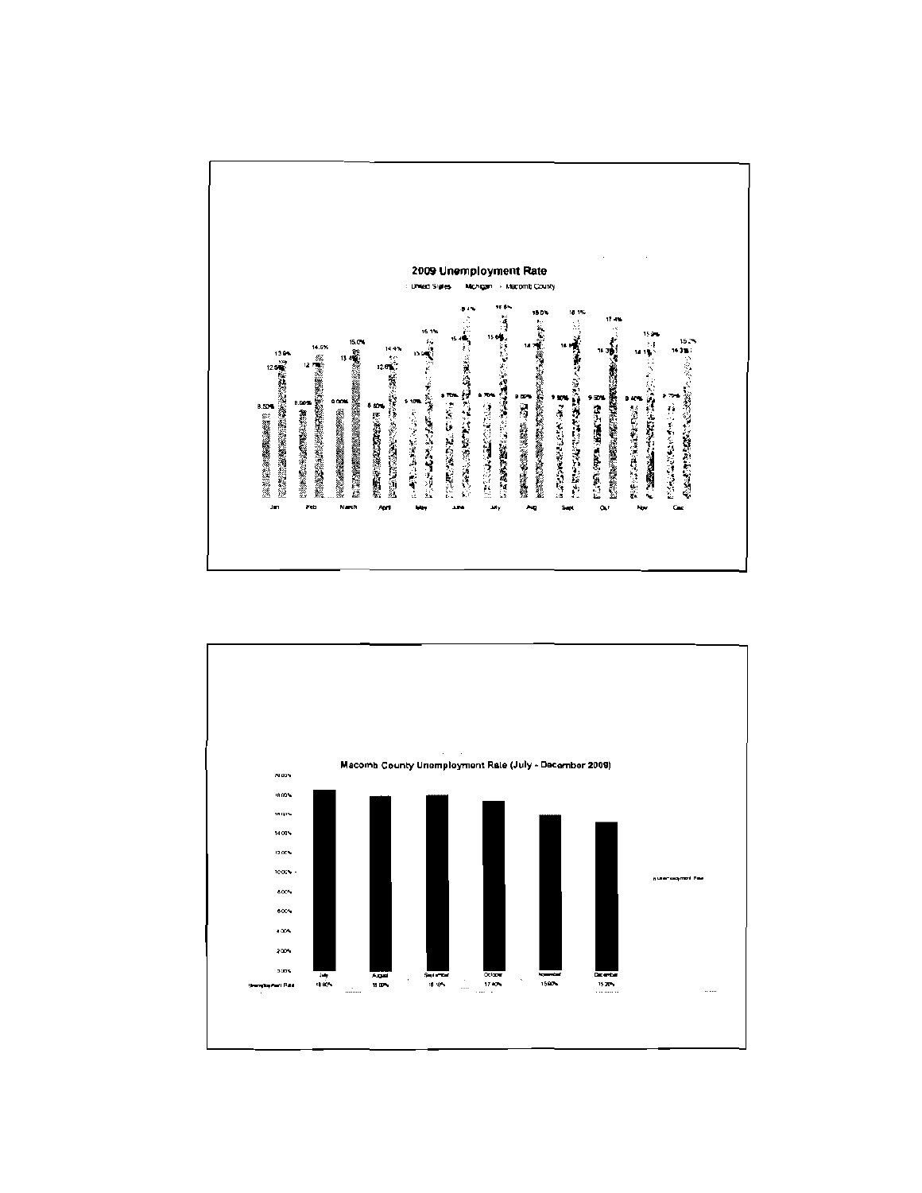## 2009 Unemployment Rate

United States · Michigan · Macomb County

| Month | United States | Michigan | Macomb County |
|---|---|---|---|
| Jan | 8.50% | 12.5% | 13.9% |
| Feb | 8.90% | 12.7% | 14.5% |
| March | 9.00% | 13.4% | 15.0% |
| April | 8.60% | 12.8% | 14.4% |
| May | 9.10% | 13.9% | 15.1% |
| June | 9.70% | 15.4% | 18.7% |
| July | 9.70% | 15.6% | 18.6% |
| Aug | 9.60% | 14.7% | 18.0% |
| Sept | 9.80% | 14.9% | 18.1% |
| Oct | 9.50% | 14.3% | 17.4% |
| Nov | 9.40% | 14.1% | 15.9% |
| Dec | 9.70% | 14.3% | 15.2% |

## Macomb County Unemployment Rate (July - December 2009)

| | July | August | September | October | November | December |
|---|---|---|---|---|---|---|
| Unemployment Rate | 18.60% | 18.00% | 18.10% | 17.40% | 15.90% | 15.20% |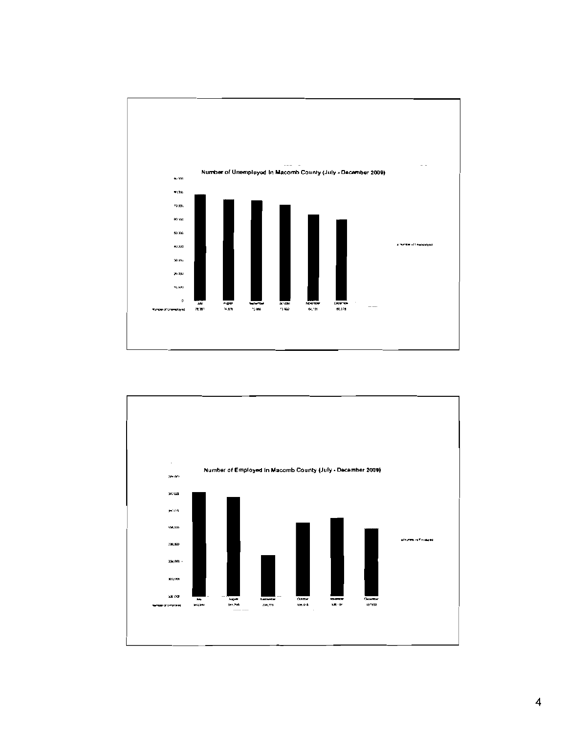## Number of Unemployed In Macomb County (July - December 2009)

| | July | August | September | October | November | December |
|---|---|---|---|---|---|---|
| Number of Unemployed | 78,351 | 74,876 | 73,866 | 70,922 | 64,151 | 60,178 |

## Number of Employed In Macomb County (July - December 2009)

| | July | August | September | October | November | December |
|---|---|---|---|---|---|---|
| Number of Employed | 342,244 | 341,705 | 334,775 | 338,918 | 339,154 | 337,950 |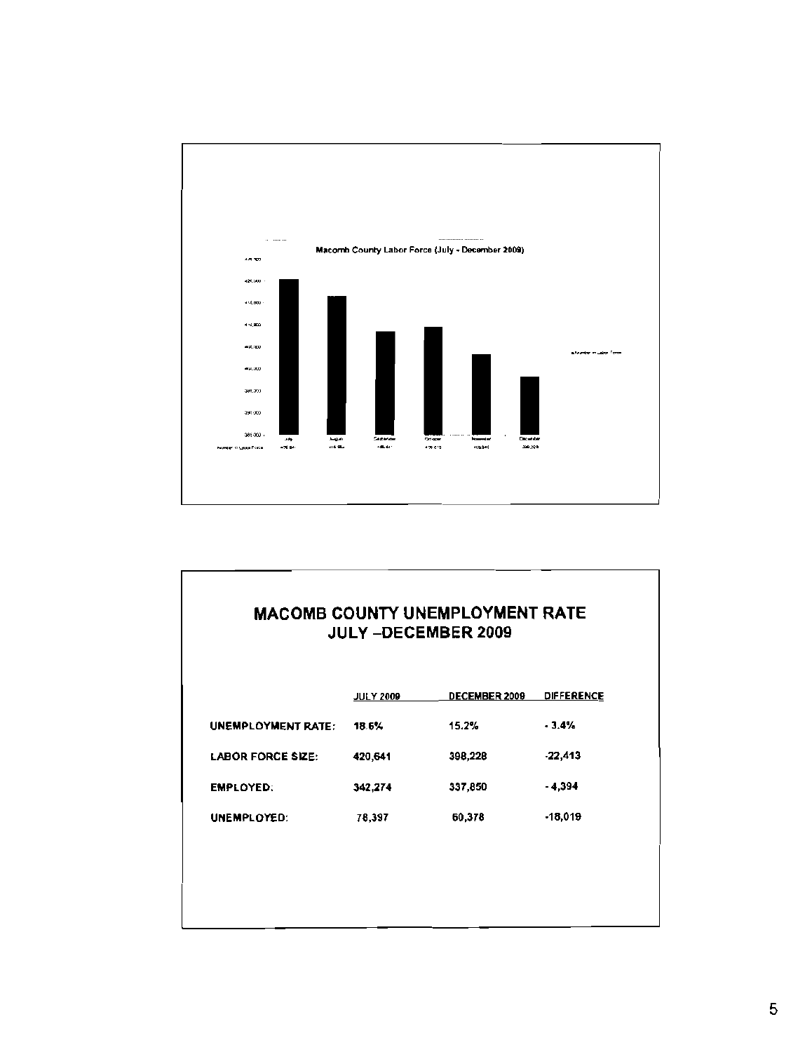## Macomb County Labor Force (July - December 2009)

| | July | August | September | October | November | December |
|---|---|---|---|---|---|---|
| Number in Labor Force | 420,641 | 416,... | 409,641 | 410,610 | 403,... | 398,228 |

## MACOMB COUNTY UNEMPLOYMENT RATE JULY –DECEMBER 2009

| | JULY 2009 | DECEMBER 2009 | DIFFERENCE |
|---|---|---|---|
| UNEMPLOYMENT RATE: | 18.6% | 15.2% | - 3.4% |
| LABOR FORCE SIZE: | 420,641 | 398,228 | -22,413 |
| EMPLOYED: | 342,274 | 337,850 | - 4,394 |
| UNEMPLOYED: | 78,397 | 60,378 | -18,019 |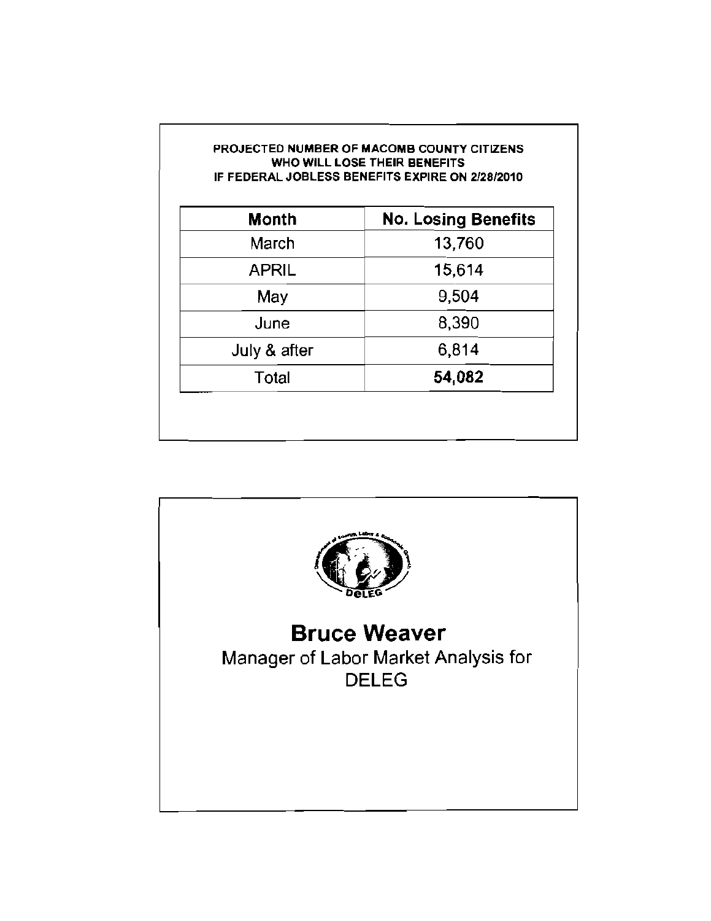**PROJECTED NUMBER OF MACOMB COUNTY CITIZENS WHO WILL LOSE THEIR BENEFITS IF FEDERAL JOBLESS BENEFITS EXPIRE ON 2/28/2010**

| Month | No. Losing Benefits |
|---|---|
| March | 13,760 |
| APRIL | 15,614 |
| May | 9,504 |
| June | 8,390 |
| July & after | 6,814 |
| Total | **54,082** |

DeLEG

## Bruce Weaver

Manager of Labor Market Analysis for DELEG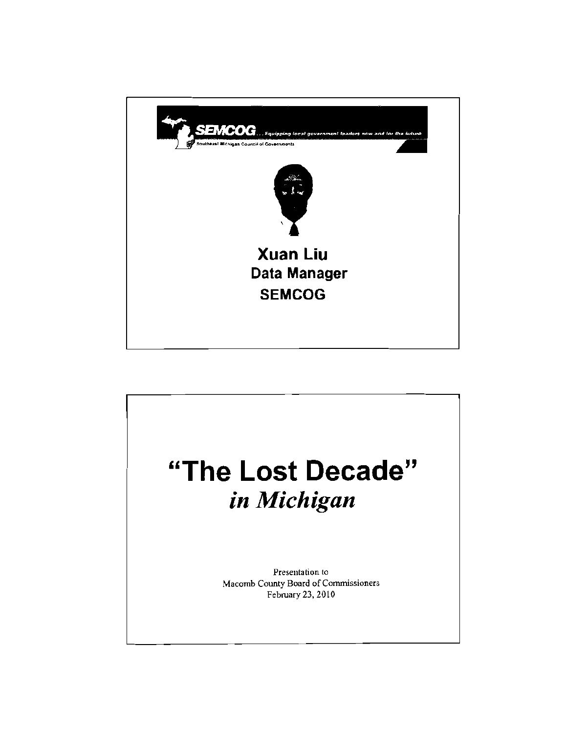SEMCOG . . . Equipping local government leaders now and for the future

Southeast Michigan Council of Governments

**Xuan Liu**
**Data Manager**
**SEMCOG**

# "The Lost Decade"
## *in Michigan*

Presentation to
Macomb County Board of Commissioners
February 23, 2010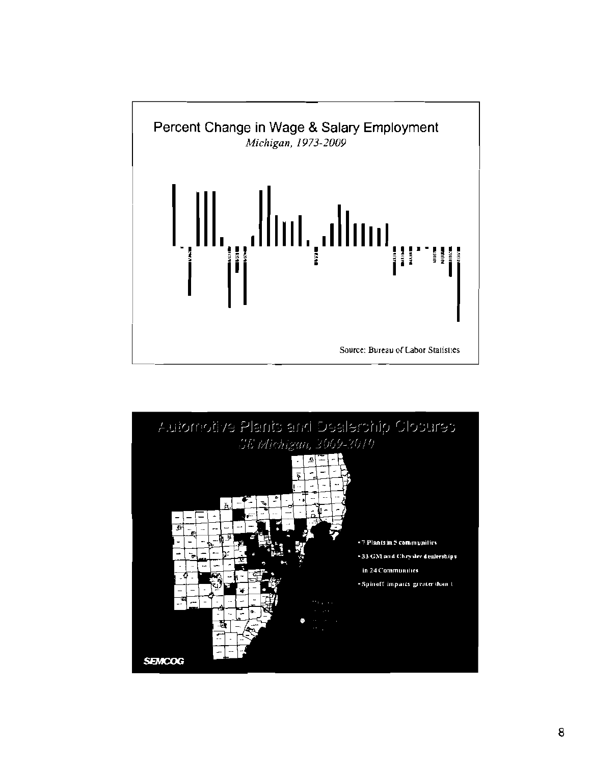## Percent Change in Wage & Salary Employment

*Michigan, 1973-2009*

Source: Bureau of Labor Statistics

## Automotive Plants and Dealership Closures

*SE Michigan, 2009-2010*

- 7 Plants in 5 communities
- 33 GM and Chrysler dealerships in 24 Communities
- Spinoff impacts greater than 1

SEMCOG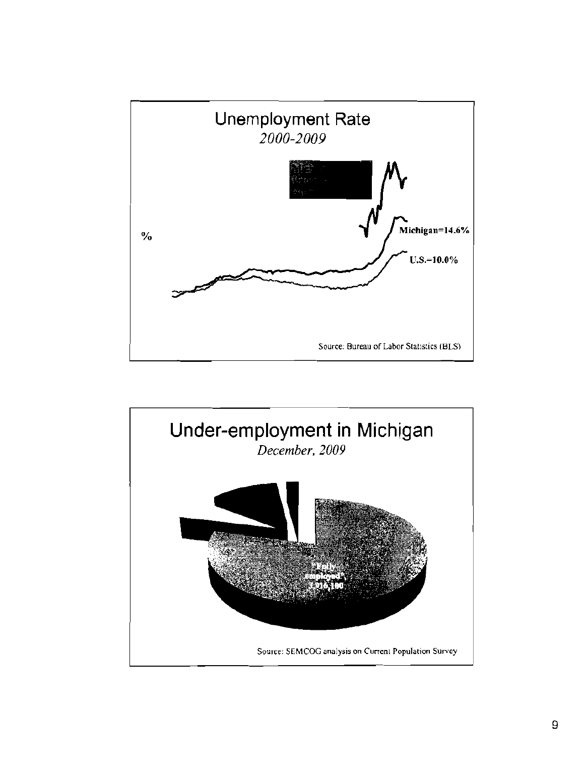## Unemployment Rate

*2000-2009*

%

Michigan=14.6%

U.S.=10.0%

Source: Bureau of Labor Statistics (BLS)

## Under-employment in Michigan

*December, 2009*

Fully employed 3,916,100

Source: SEMCOG analysis on Current Population Survey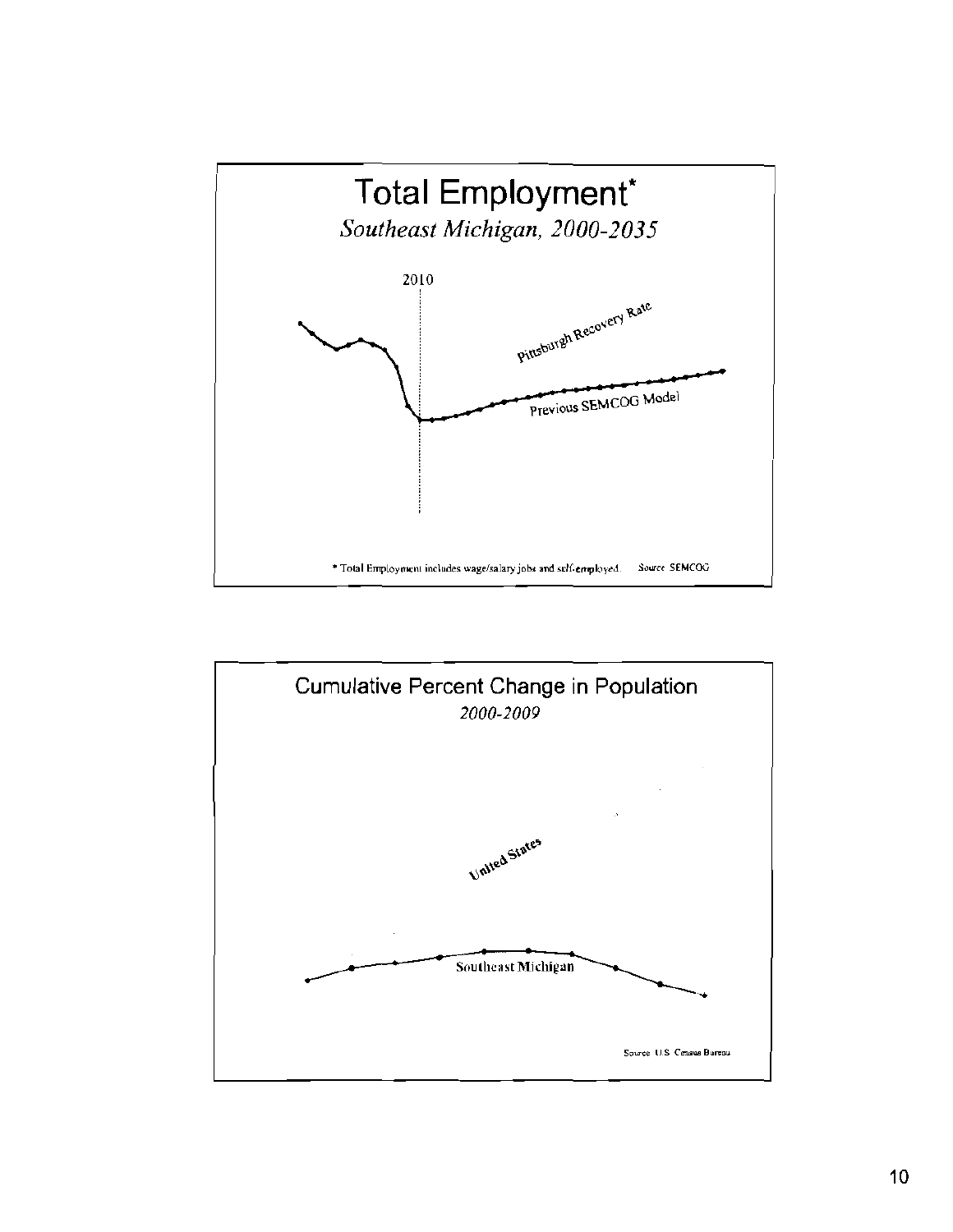# Total Employment*

*Southeast Michigan, 2000-2035*

2010

Pittsburgh Recovery Rate

Previous SEMCOG Model

* Total Employment includes wage/salary jobs and self-employed. Source: SEMCOG

# Cumulative Percent Change in Population

*2000-2009*

United States

Southeast Michigan

Source: U.S. Census Bureau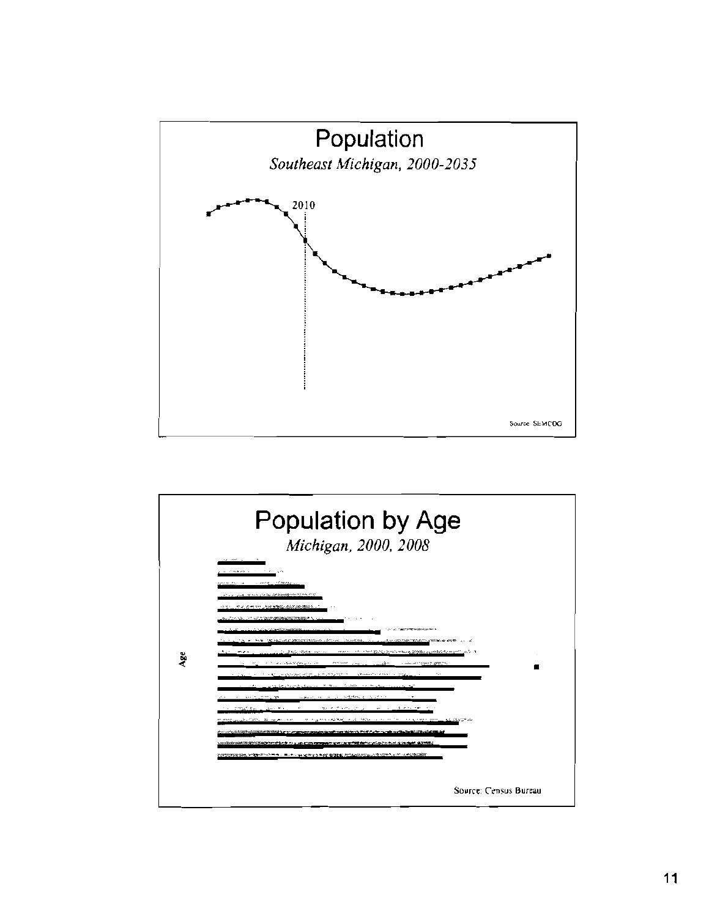# Population

*Southeast Michigan, 2000-2035*

2010

Source: SEMCOG

# Population by Age

*Michigan, 2000, 2008*

Age

Source: Census Bureau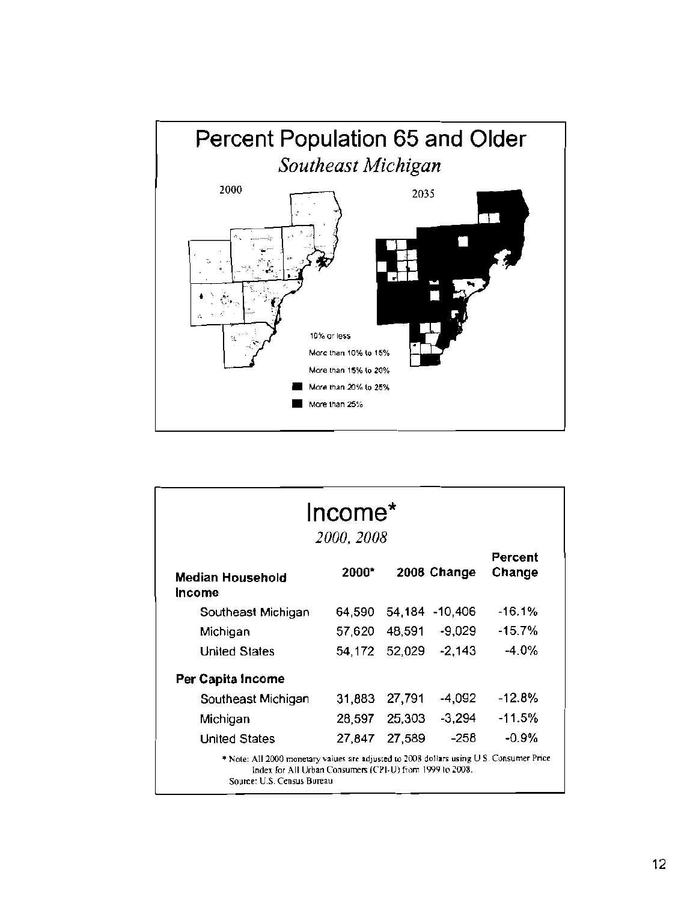# Percent Population 65 and Older

*Southeast Michigan*

2000

2035

10% or less

More than 10% to 15%

More than 15% to 20%

More than 20% to 25%

More than 25%

# Income*

*2000, 2008*

| Median Household Income | 2000* | 2008 | Change | Percent Change |
|---|---|---|---|---|
| Southeast Michigan | 64,590 | 54,184 | -10,406 | -16.1% |
| Michigan | 57,620 | 48,591 | -9,029 | -15.7% |
| United States | 54,172 | 52,029 | -2,143 | -4.0% |
| **Per Capita Income** | | | | |
| Southeast Michigan | 31,883 | 27,791 | -4,092 | -12.8% |
| Michigan | 28,597 | 25,303 | -3,294 | -11.5% |
| United States | 27,847 | 27,589 | -258 | -0.9% |

* Note: All 2000 monetary values are adjusted to 2008 dollars using U.S. Consumer Price Index for All Urban Consumers (CPI-U) from 1999 to 2008.

Source: U.S. Census Bureau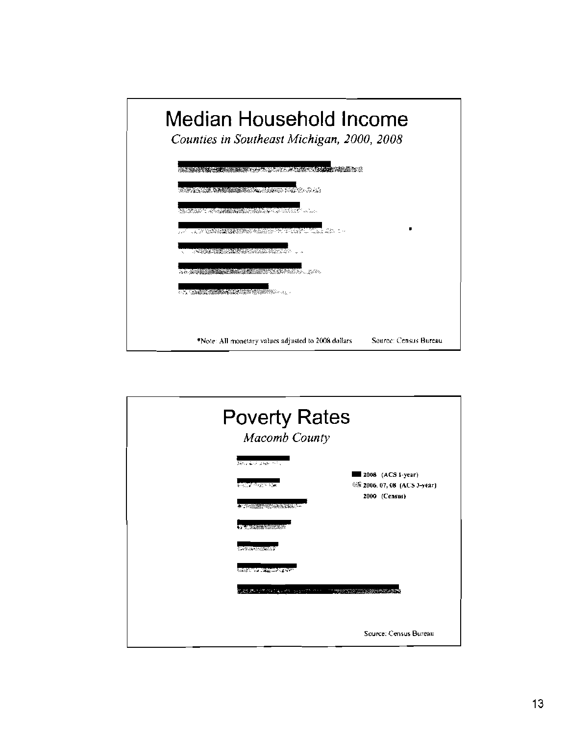# Median Household Income

*Counties in Southeast Michigan, 2000, 2008*

*Note: All monetary values adjusted to 2008 dollars

Source: Census Bureau

# Poverty Rates

*Macomb County*

- 2008 (ACS 1-year)
- 2006, 07, 08 (ACS 3-year)
- 2000 (Census)

Source: Census Bureau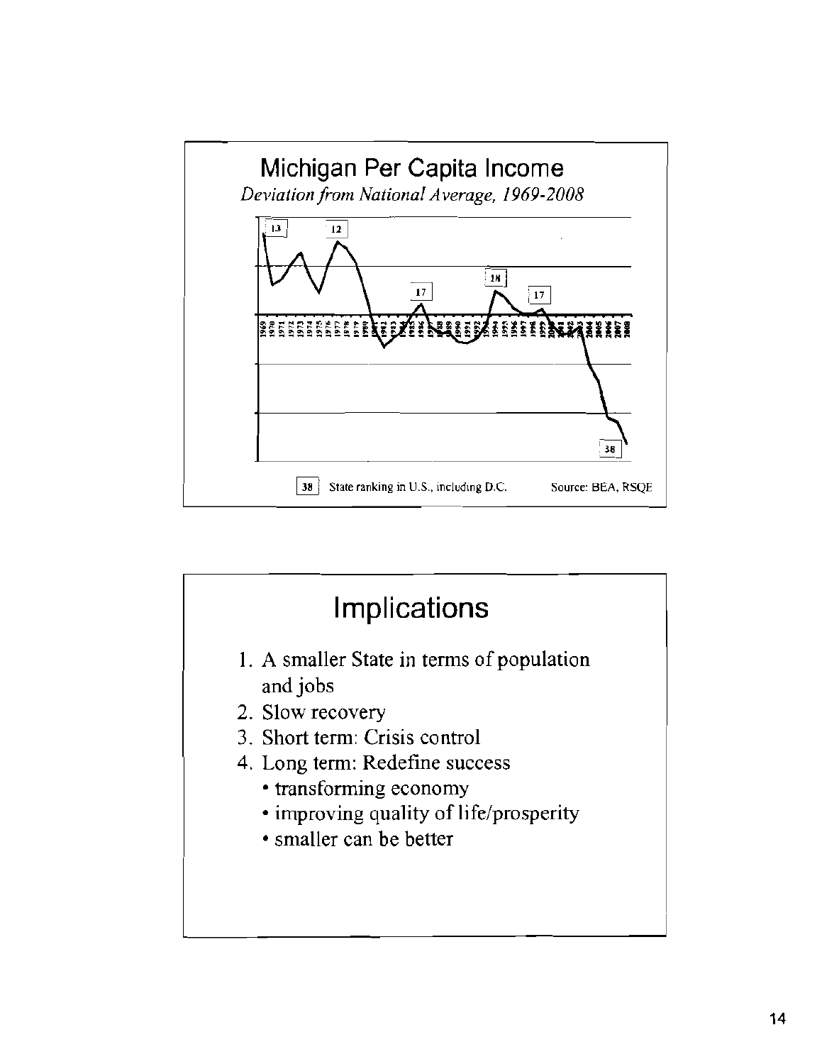## Michigan Per Capita Income

*Deviation from National Average, 1969-2008*

13 | 12 | 17 | 18 | 17 | 38

1969 1970 1971 1972 1973 1974 1975 1976 1977 1978 1979 1980 1981 1982 1983 1984 1985 1986 1987 1988 1989 1990 1991 1992 1993 1994 1995 1996 1997 1998 1999 2000 2001 2002 2003 2004 2005 2006 2007 2008

38 State ranking in U.S., including D.C. Source: BEA, RSQE

## Implications

1. A smaller State in terms of population and jobs
2. Slow recovery
3. Short term: Crisis control
4. Long term: Redefine success
   - transforming economy
   - improving quality of life/prosperity
   - smaller can be better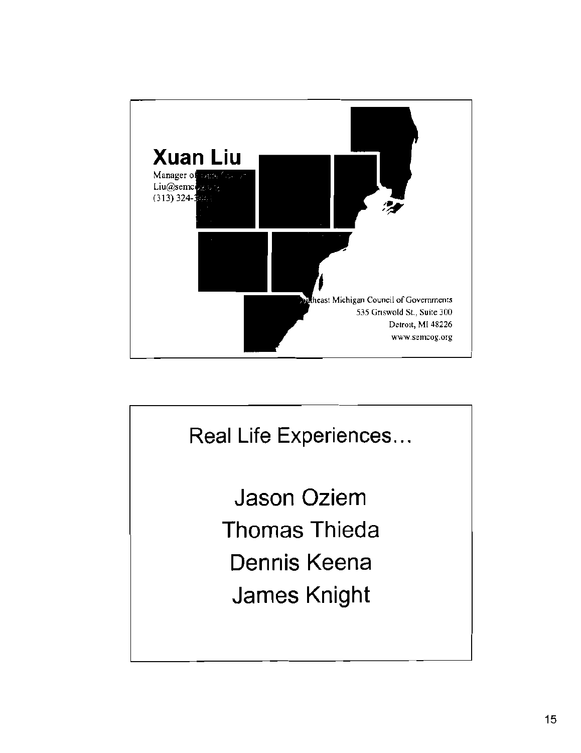## Xuan Liu

Manager of ...
Liu@semcog.org
(313) 324-...

Southeast Michigan Council of Governments
535 Griswold St., Suite 300
Detroit, MI 48226
www.semcog.org

## Real Life Experiences…

Jason Oziem

Thomas Thieda

Dennis Keena

James Knight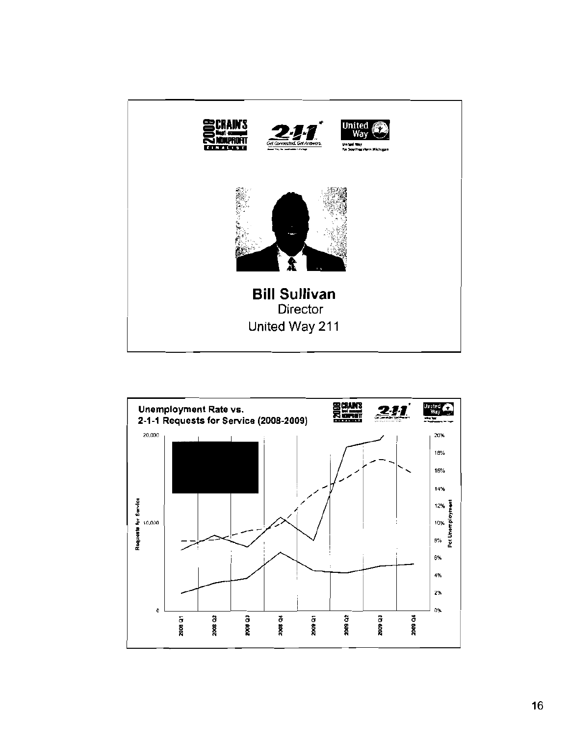2008 CRAIN'S Best-managed NONPROFIT FINALIST

2-1-1 Get Connected. Get Answers.

United Way for Southeastern Michigan

**Bill Sullivan**
Director
United Way 211

## Unemployment Rate vs. 2-1-1 Requests for Service (2008-2009)

2008 CRAIN'S Best-managed NONPROFIT FINALIST

2-1-1 Get Connected. Get Answers.

United Way

Requests for Service: 0, 10,000, 20,000

Pct Unemployment: 0%, 2%, 4%, 6%, 8%, 10%, 12%, 14%, 16%, 18%, 20%

2008 Q1, 2008 Q2, 2008 Q3, 2008 Q4, 2009 Q1, 2009 Q2, 2009 Q3, 2009 Q4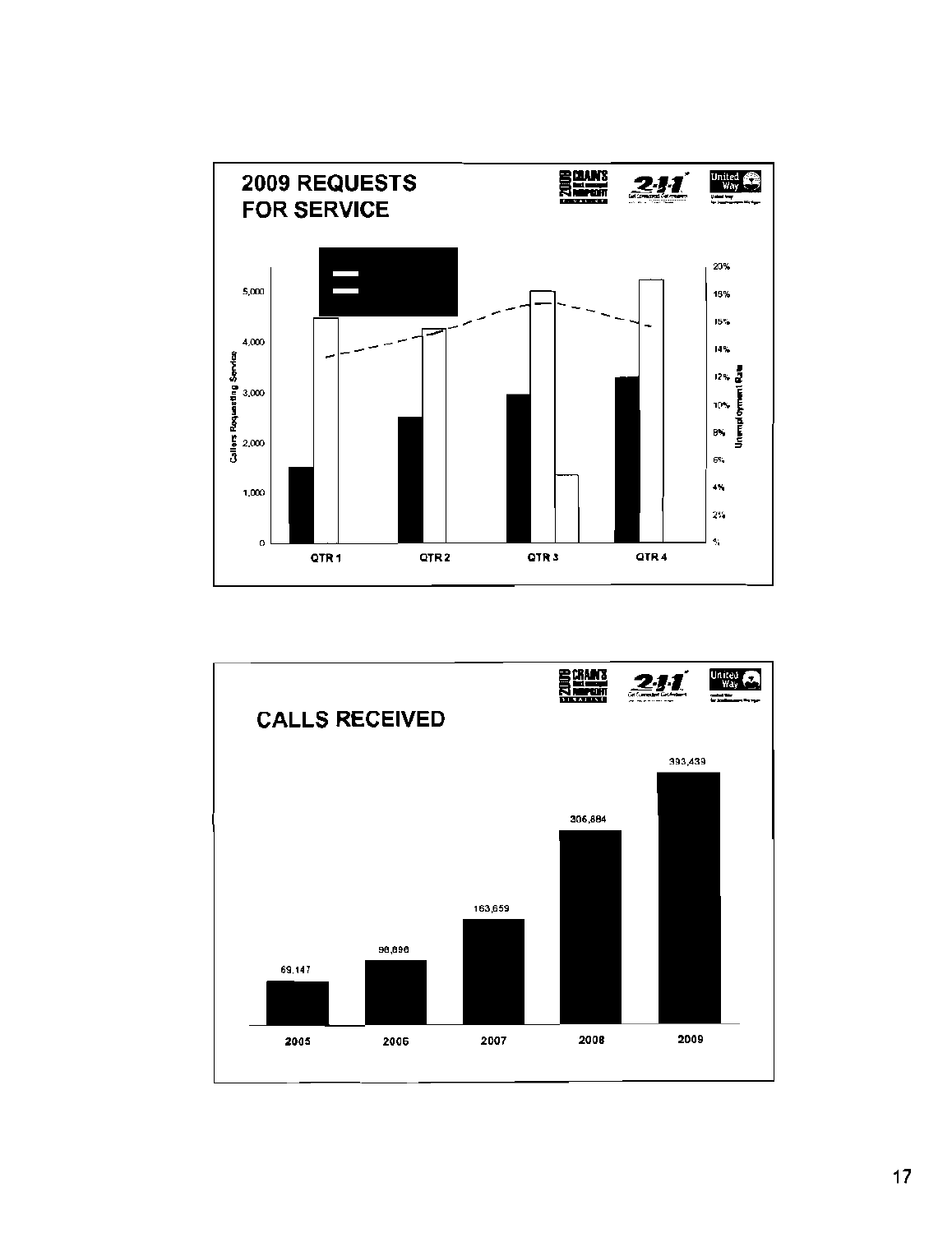## 2009 REQUESTS FOR SERVICE

Callers Requesting Service

Unemployment Rate

QTR 1 QTR 2 QTR 3 QTR 4

## CALLS RECEIVED

| Year | Calls Received |
|---|---|
| 2005 | 69,147 |
| 2006 | 98,896 |
| 2007 | 163,659 |
| 2008 | 306,884 |
| 2009 | 393,439 |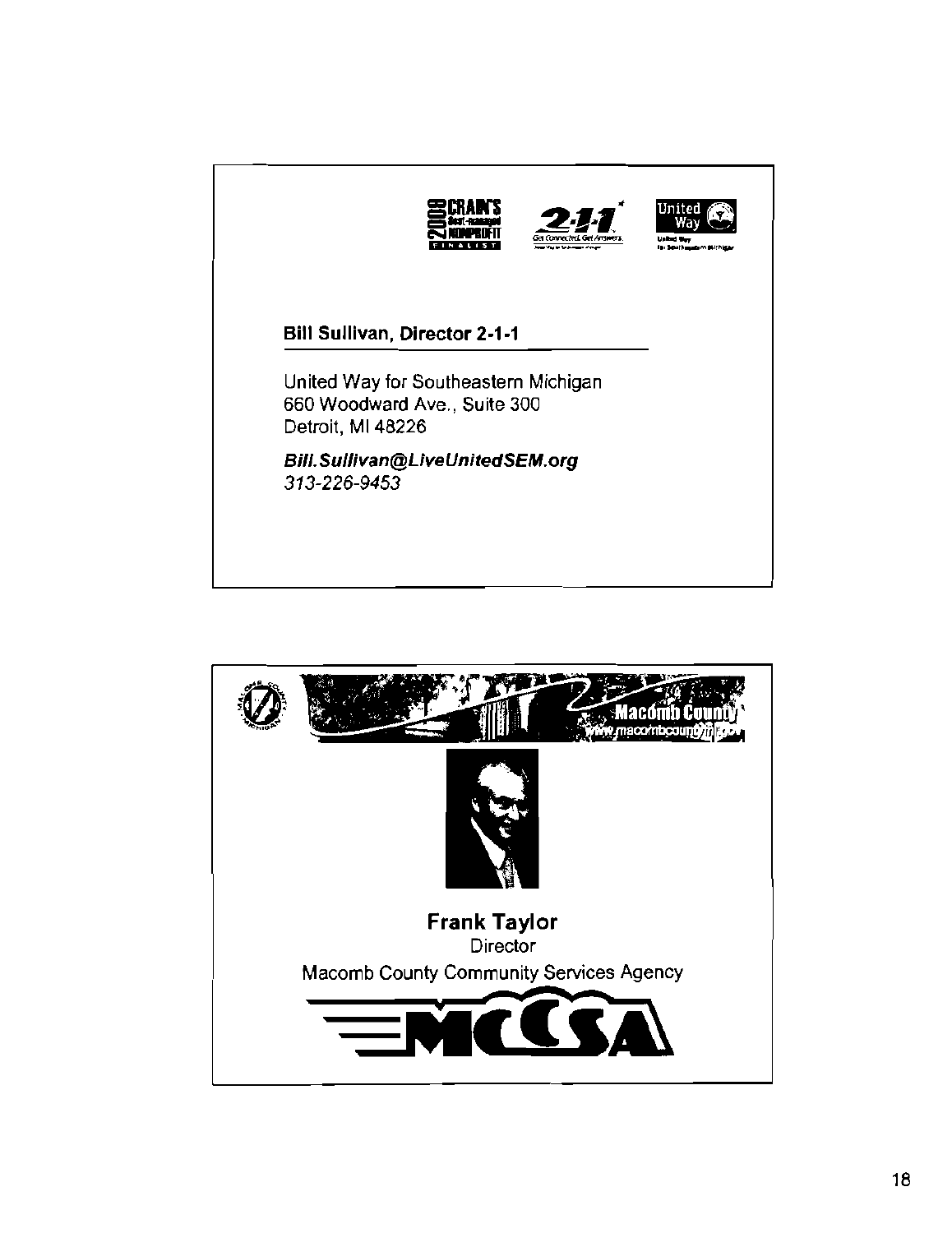**Bill Sullivan, Director 2-1-1**

United Way for Southeastern Michigan
660 Woodward Ave., Suite 300
Detroit, MI 48226

***Bill.Sullivan@LiveUnitedSEM.org***
*313-226-9453*

---

**Frank Taylor**
Director
Macomb County Community Services Agency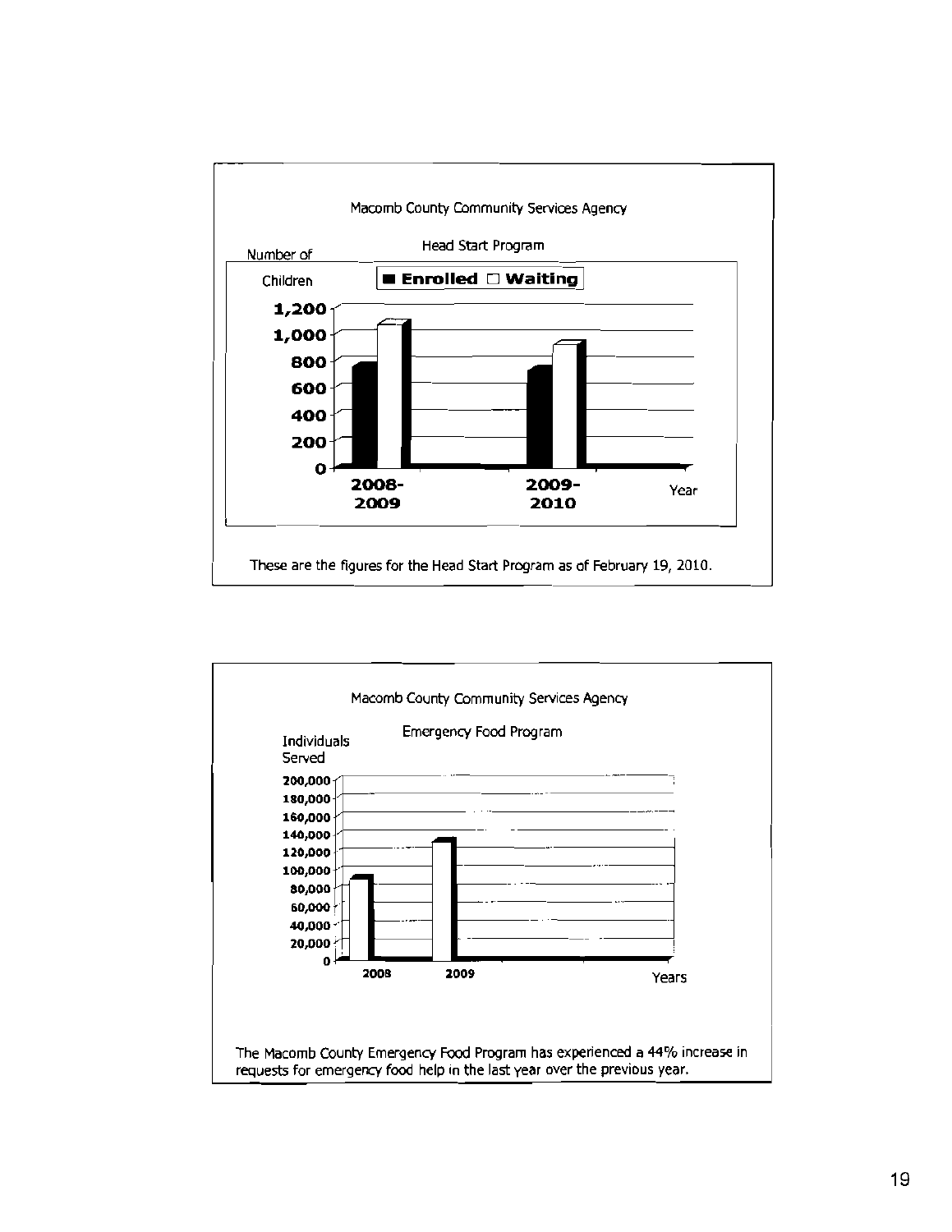Macomb County Community Services Agency

Head Start Program

Number of Children

■ Enrolled □ Waiting

1,200
1,000
800
600
400
200
0

2008-2009 2009-2010 Year

These are the figures for the Head Start Program as of February 19, 2010.

Macomb County Community Services Agency

Emergency Food Program

Individuals Served

200,000
180,000
160,000
140,000
120,000
100,000
80,000
60,000
40,000
20,000
0

2008 2009 Years

The Macomb County Emergency Food Program has experienced a 44% increase in requests for emergency food help in the last year over the previous year.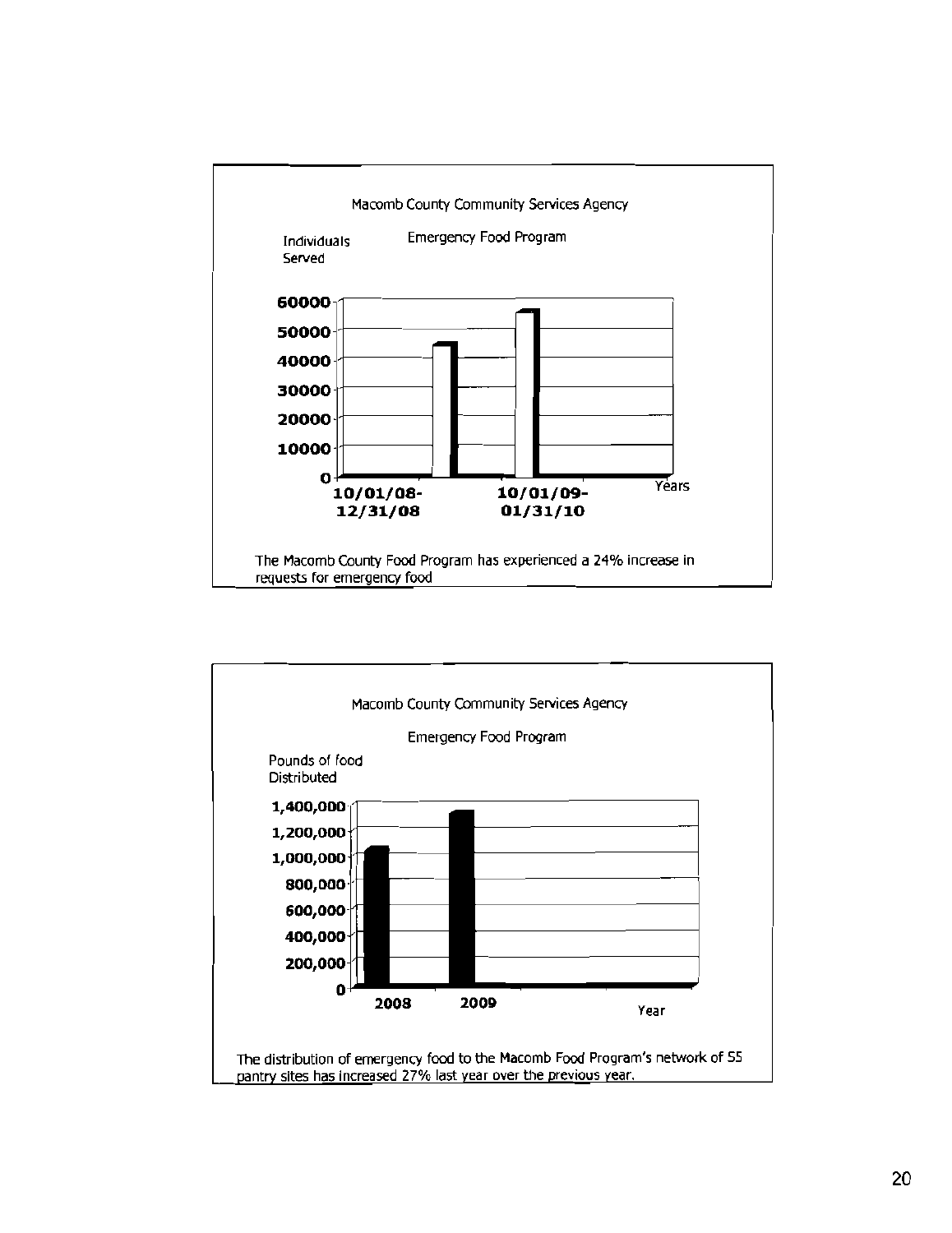Macomb County Community Services Agency

Emergency Food Program

Individuals Served

| Years | Individuals Served |
|---|---|
| 10/01/08-12/31/08 | ~45,000 |
| 10/01/09-01/31/10 | ~56,000 |

The Macomb County Food Program has experienced a 24% increase in requests for emergency food

Macomb County Community Services Agency

Emergency Food Program

Pounds of food Distributed

| Year | Pounds of food Distributed |
|---|---|
| 2008 | ~1,050,000 |
| 2009 | ~1,330,000 |

The distribution of emergency food to the Macomb Food Program's network of 55 pantry sites has increased 27% last year over the previous year.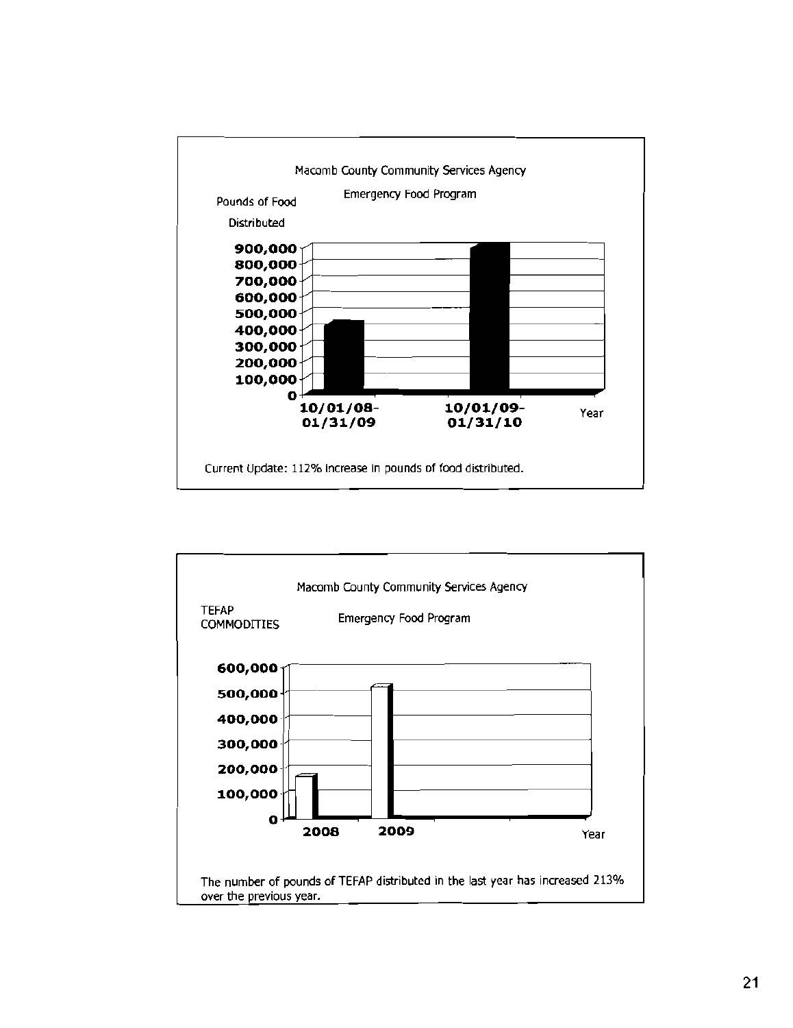Macomb County Community Services Agency

Emergency Food Program

Pounds of Food Distributed

| Period | Pounds of Food Distributed |
|---|---|
| 10/01/08-01/31/09 | ~430,000 |
| 10/01/09-01/31/10 | ~910,000 |

Current Update: 112% increase in pounds of food distributed.

Macomb County Community Services Agency

Emergency Food Program

TEFAP COMMODITIES

| Year | TEFAP Commodities |
|---|---|
| 2008 | ~165,000 |
| 2009 | ~520,000 |

The number of pounds of TEFAP distributed in the last year has increased 213% over the previous year.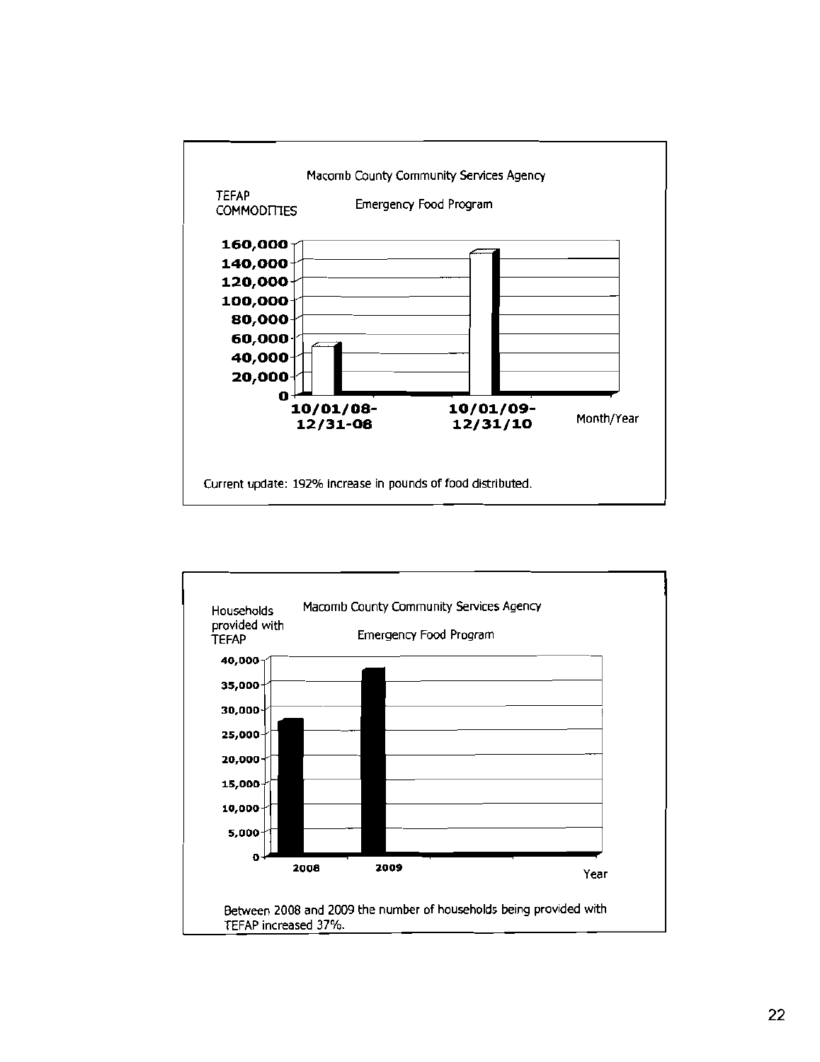Macomb County Community Services Agency

TEFAP COMMODITIES

Emergency Food Program

| Month/Year | TEFAP Commodities |
|---|---|
| 10/01/08-12/31-08 | ~50,000 |
| 10/01/09-12/31/10 | ~150,000 |

Current update: 192% increase in pounds of food distributed.

Macomb County Community Services Agency

Households provided with TEFAP

Emergency Food Program

| Year | Households provided with TEFAP |
|---|---|
| 2008 | ~27,500 |
| 2009 | ~38,000 |

Between 2008 and 2009 the number of households being provided with TEFAP increased 37%.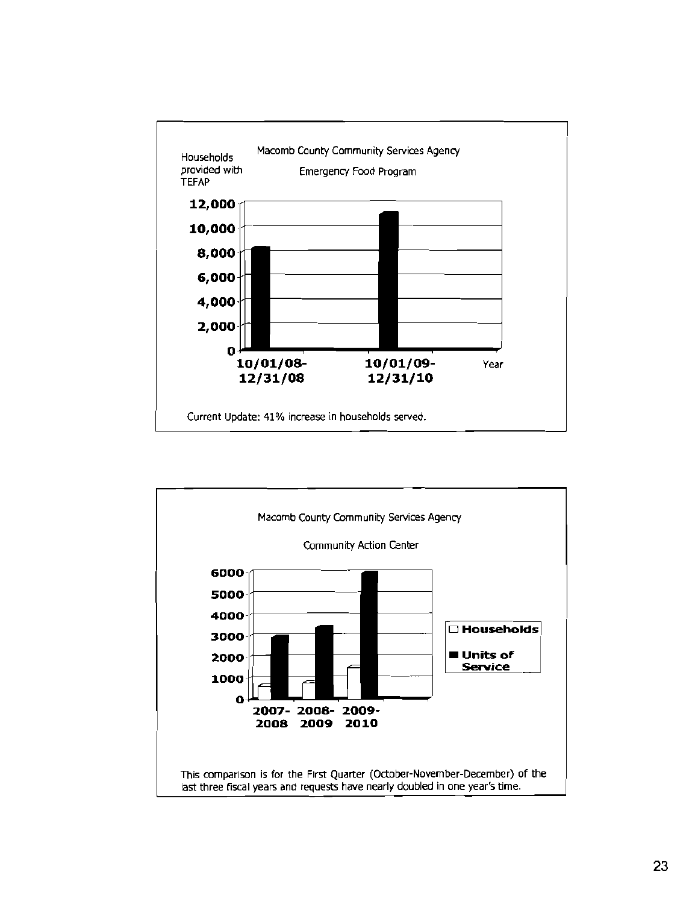Macomb County Community Services Agency

Emergency Food Program

Households provided with TEFAP

| Year | Households provided with TEFAP |
|---|---|
| 10/01/08-12/31/08 | ~8,400 |
| 10/01/09-12/31/10 | ~11,200 |

Current Update: 41% increase in households served.

Macomb County Community Services Agency

Community Action Center

| | 2007-2008 | 2008-2009 | 2009-2010 |
|---|---|---|---|
| Households | ~700 | ~800 | ~1,500 |
| Units of Service | ~3,000 | ~3,500 | ~6,000 |

This comparison is for the First Quarter (October-November-December) of the last three fiscal years and requests have nearly doubled in one year's time.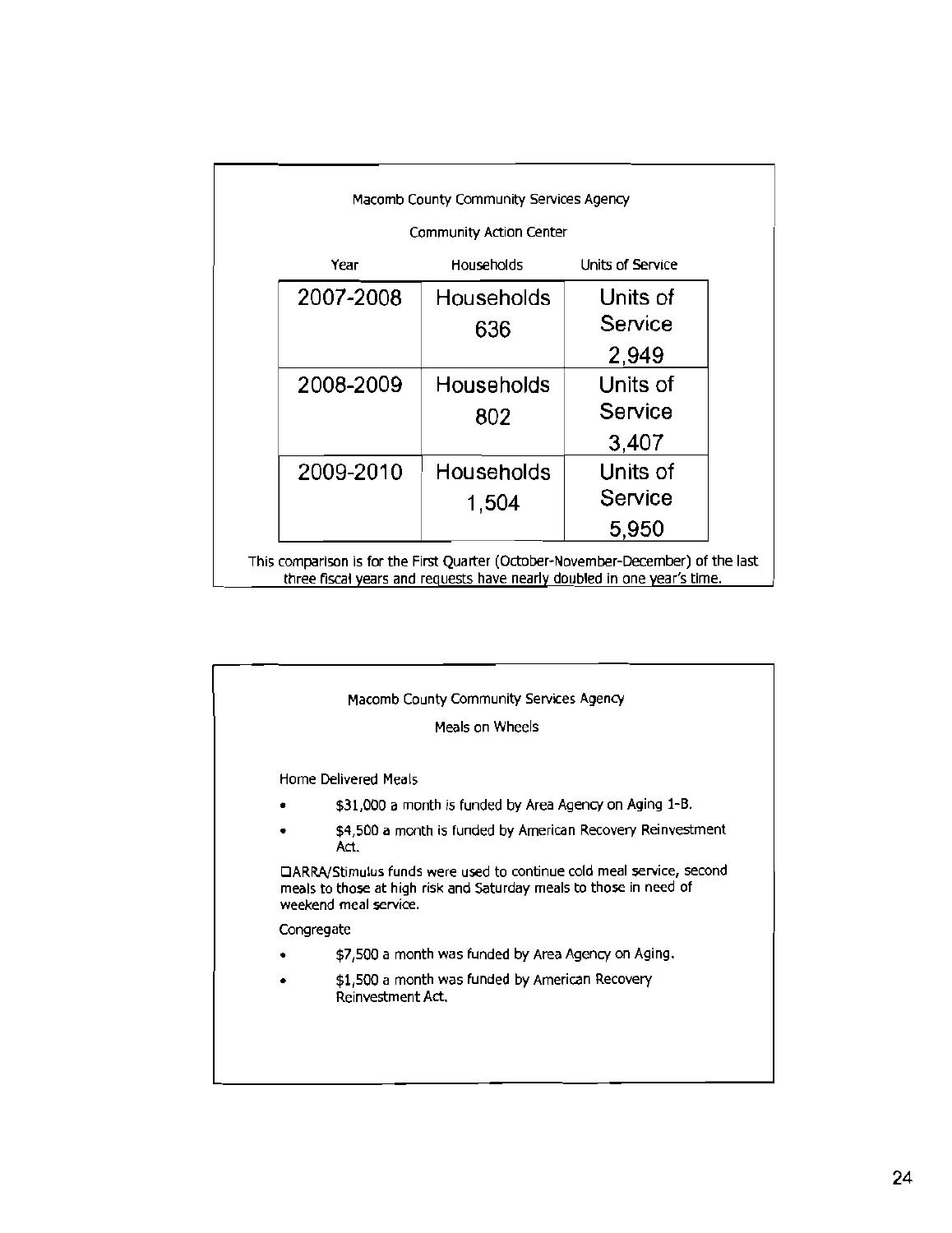Macomb County Community Services Agency

Community Action Center

| Year | Households | Units of Service |
|---|---|---|
| 2007-2008 | Households 636 | Units of Service 2,949 |
| 2008-2009 | Households 802 | Units of Service 3,407 |
| 2009-2010 | Households 1,504 | Units of Service 5,950 |

This comparison is for the First Quarter (October-November-December) of the last three fiscal years and requests have nearly doubled in one year's time.

Macomb County Community Services Agency

Meals on Wheels

Home Delivered Meals

- $31,000 a month is funded by Area Agency on Aging 1-B.
- $4,500 a month is funded by American Recovery Reinvestment Act.

☐ARRA/Stimulus funds were used to continue cold meal service, second meals to those at high risk and Saturday meals to those in need of weekend meal service.

Congregate

- $7,500 a month was funded by Area Agency on Aging.
- $1,500 a month was funded by American Recovery Reinvestment Act.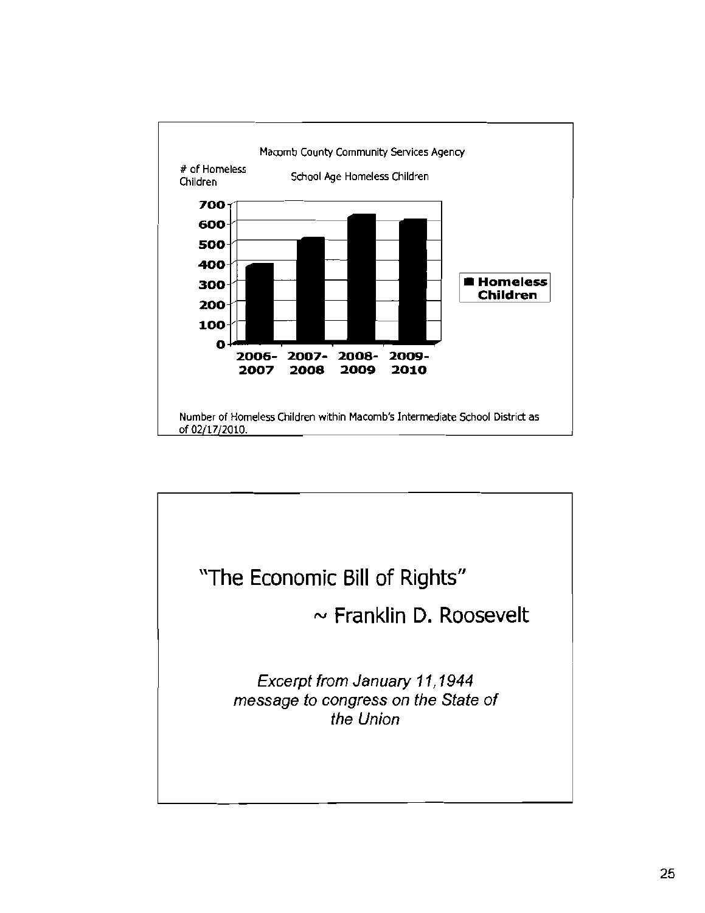Macomb County Community Services Agency

School Age Homeless Children

# of Homeless Children

| Year | Homeless Children |
|---|---|
| 2006-2007 | ~390 |
| 2007-2008 | ~520 |
| 2008-2009 | ~640 |
| 2009-2010 | ~610 |

Number of Homeless Children within Macomb's Intermediate School District as of 02/17/2010.

# "The Economic Bill of Rights"

## ~ Franklin D. Roosevelt

*Excerpt from January 11,1944 message to congress on the State of the Union*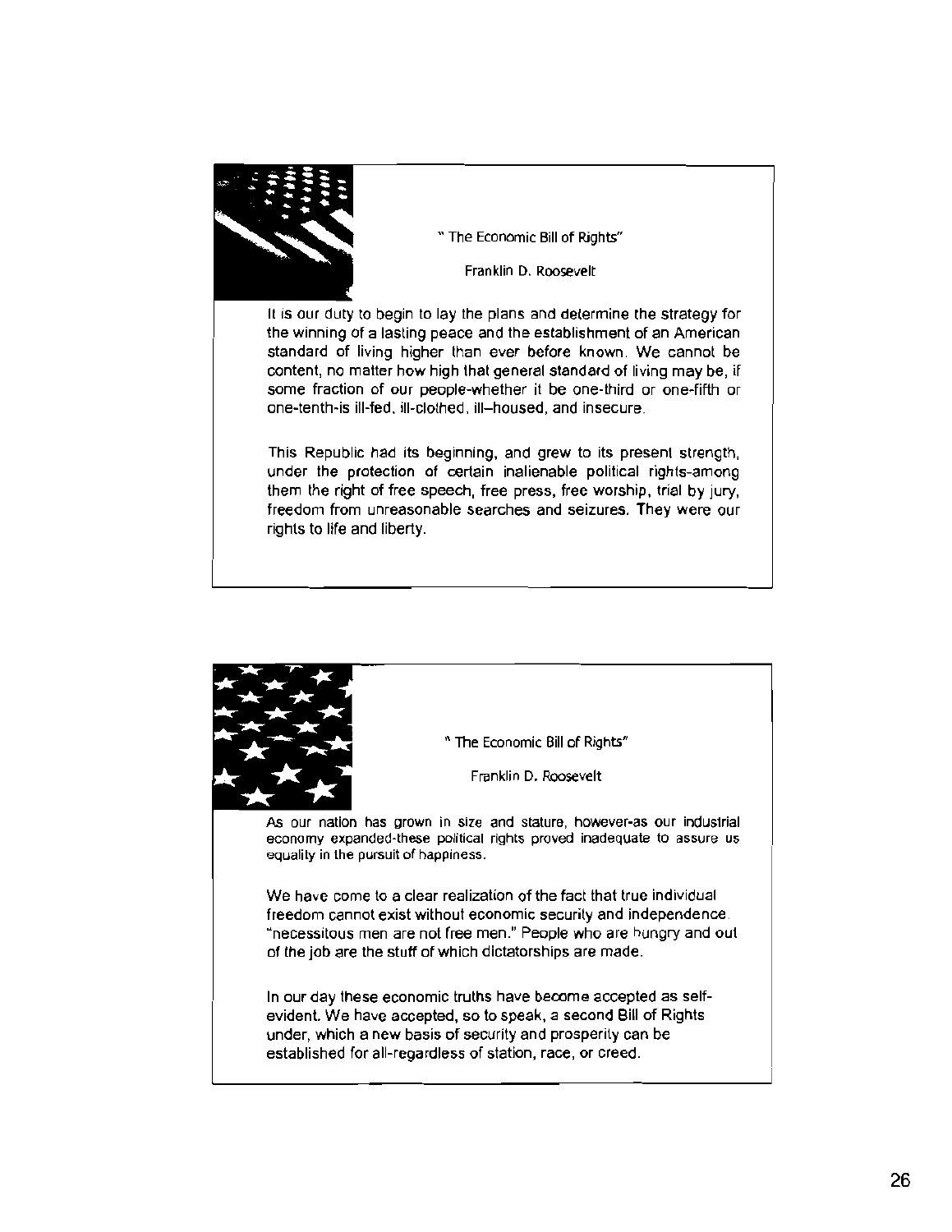" The Economic Bill of Rights"

Franklin D. Roosevelt

It is our duty to begin to lay the plans and determine the strategy for the winning of a lasting peace and the establishment of an American standard of living higher than ever before known. We cannot be content, no matter how high that general standard of living may be, if some fraction of our people-whether it be one-third or one-fifth or one-tenth-is ill-fed, ill-clothed, ill–housed, and insecure.

This Republic had its beginning, and grew to its present strength, under the protection of certain inalienable political rights-among them the right of free speech, free press, free worship, trial by jury, freedom from unreasonable searches and seizures. They were our rights to life and liberty.

" The Economic Bill of Rights"

Franklin D. Roosevelt

As our nation has grown in size and stature, however-as our industrial economy expanded-these political rights proved inadequate to assure us equality in the pursuit of happiness.

We have come to a clear realization of the fact that true individual freedom cannot exist without economic security and independence. "necessitous men are not free men." People who are hungry and out of the job are the stuff of which dictatorships are made.

In our day these economic truths have become accepted as self-evident. We have accepted, so to speak, a second Bill of Rights under, which a new basis of security and prosperity can be established for all-regardless of station, race, or creed.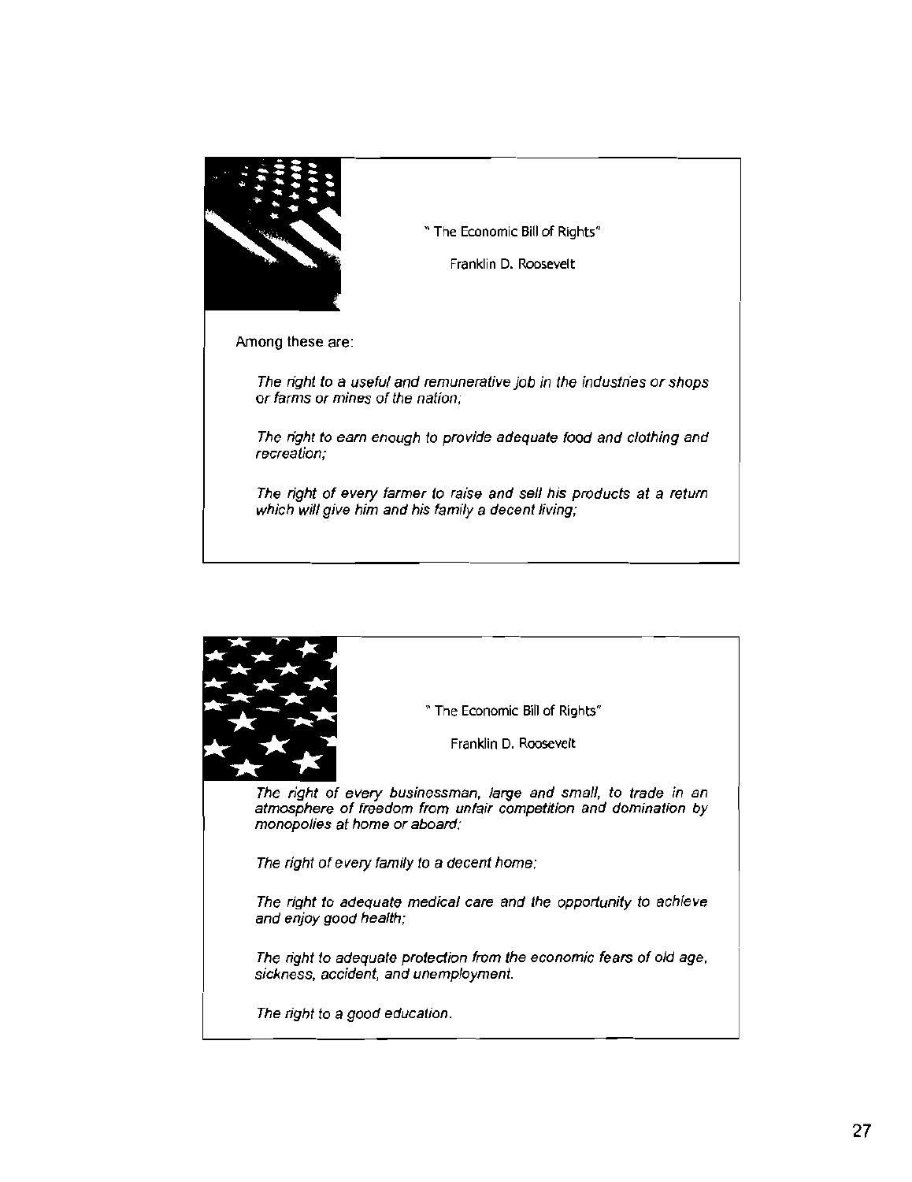" The Economic Bill of Rights"

Franklin D. Roosevelt

Among these are:

*The right to a useful and remunerative job in the industries or shops or farms or mines of the nation;*

*The right to earn enough to provide adequate food and clothing and recreation;*

*The right of every farmer to raise and sell his products at a return which will give him and his family a decent living;*

" The Economic Bill of Rights"

Franklin D. Roosevelt

*The right of every businessman, large and small, to trade in an atmosphere of freedom from unfair competition and domination by monopolies at home or aboard;*

*The right of every family to a decent home;*

*The right to adequate medical care and the opportunity to achieve and enjoy good health;*

*The right to adequate protection from the economic fears of old age, sickness, accident, and unemployment.*

*The right to a good education.*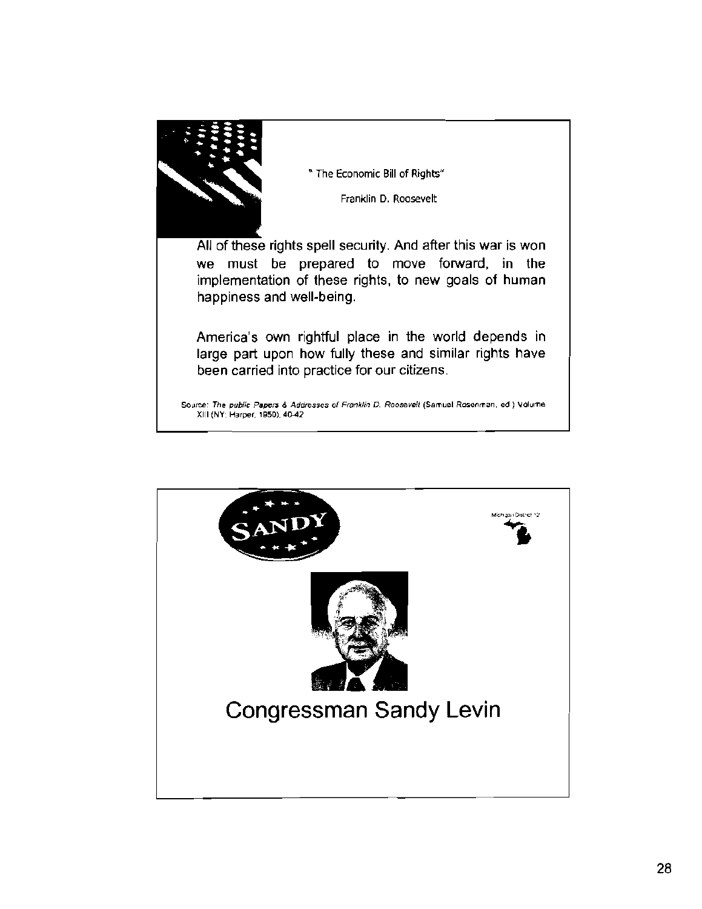" The Economic Bill of Rights"

Franklin D. Roosevelt

All of these rights spell security. And after this war is won we must be prepared to move forward, in the implementation of these rights, to new goals of human happiness and well-being.

America's own rightful place in the world depends in large part upon how fully these and similar rights have been carried into practice for our citizens.

Source: *The public Papers & Addresses of Franklin D. Roosevelt* (Samuel Rosenman, ed.) Volume XIII (NY: Harper, 1950), 40-42

---

SANDY

Michigan District 12

Congressman Sandy Levin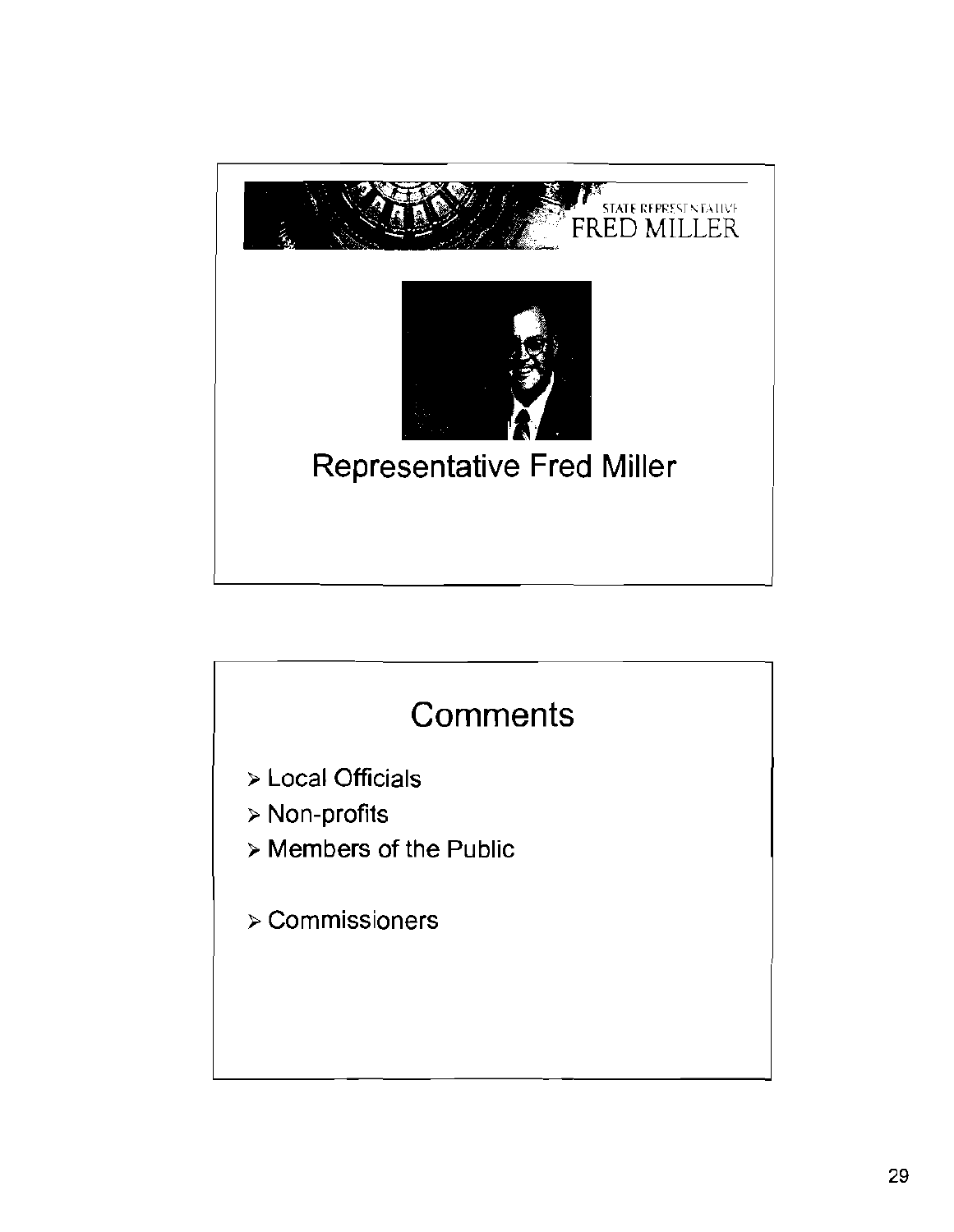STATE REPRESENTATIVE
FRED MILLER

Representative Fred Miller

## Comments

- Local Officials
- Non-profits
- Members of the Public

- Commissioners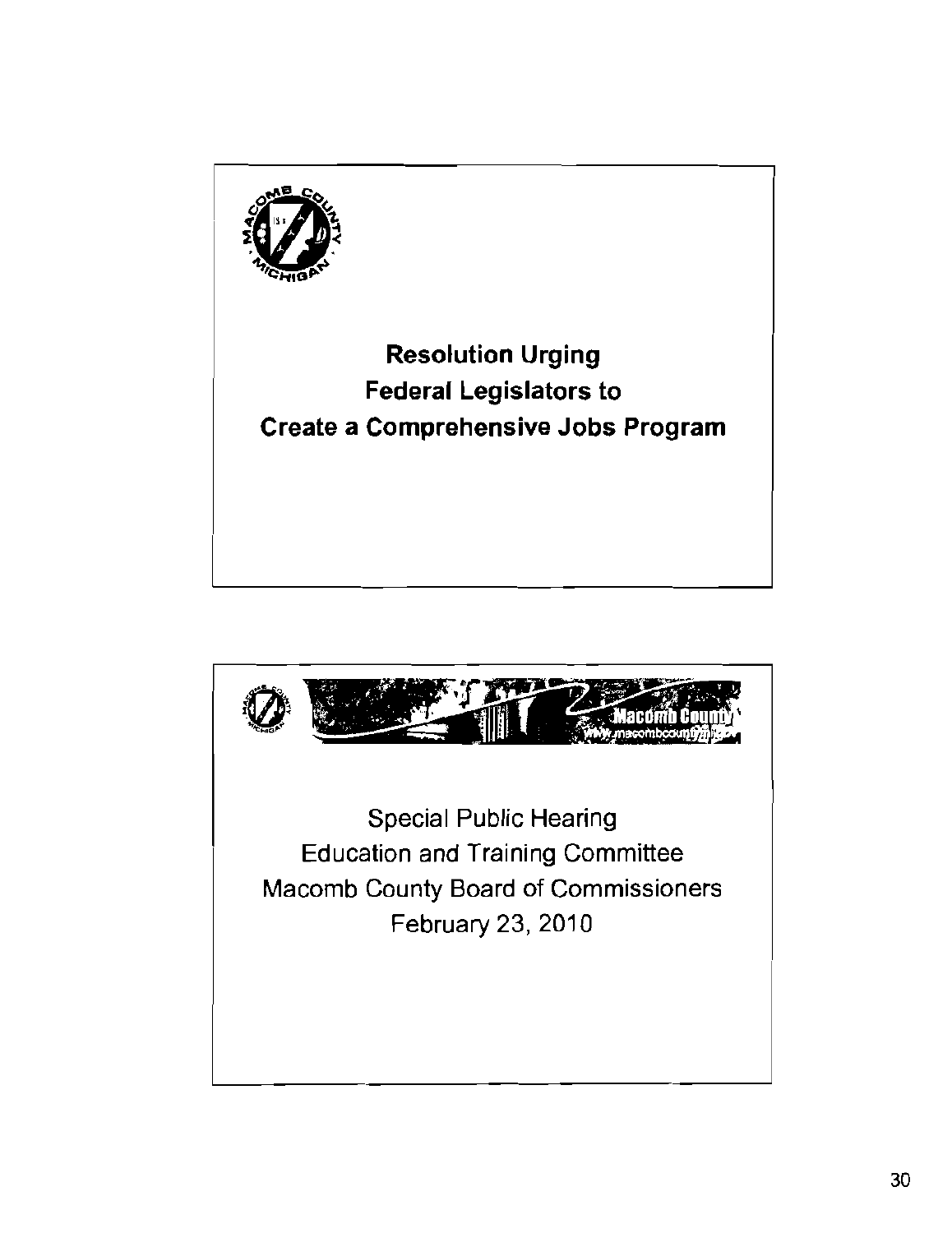**Resolution Urging**
**Federal Legislators to**
**Create a Comprehensive Jobs Program**

Special Public Hearing
Education and Training Committee
Macomb County Board of Commissioners
February 23, 2010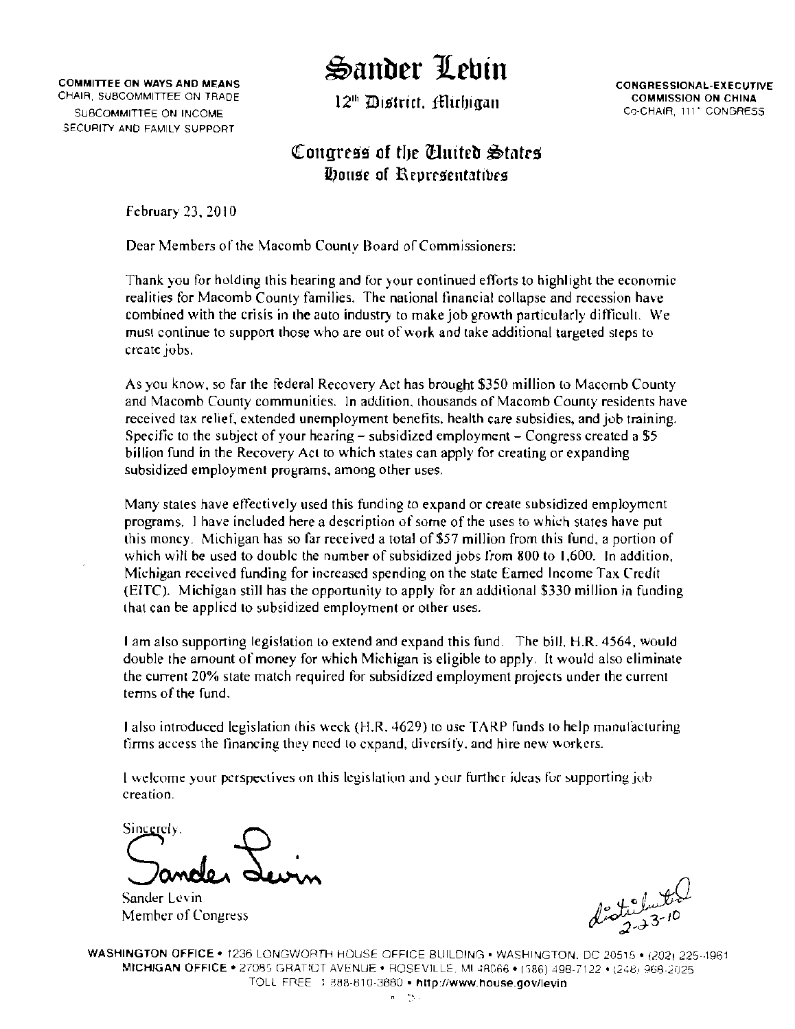COMMITTEE ON WAYS AND MEANS
CHAIR, SUBCOMMITTEE ON TRADE
SUBCOMMITTEE ON INCOME SECURITY AND FAMILY SUPPORT

# Sander Levin

12th District, Michigan

CONGRESSIONAL-EXECUTIVE COMMISSION ON CHINA
Co-CHAIR, 111th CONGRESS

## Congress of the United States
### House of Representatives

February 23, 2010

Dear Members of the Macomb County Board of Commissioners:

Thank you for holding this hearing and for your continued efforts to highlight the economic realities for Macomb County families. The national financial collapse and recession have combined with the crisis in the auto industry to make job growth particularly difficult. We must continue to support those who are out of work and take additional targeted steps to create jobs.

As you know, so far the federal Recovery Act has brought $350 million to Macomb County and Macomb County communities. In addition, thousands of Macomb County residents have received tax relief, extended unemployment benefits, health care subsidies, and job training. Specific to the subject of your hearing – subsidized employment – Congress created a $5 billion fund in the Recovery Act to which states can apply for creating or expanding subsidized employment programs, among other uses.

Many states have effectively used this funding to expand or create subsidized employment programs. I have included here a description of some of the uses to which states have put this money. Michigan has so far received a total of $57 million from this fund, a portion of which will be used to double the number of subsidized jobs from 800 to 1,600. In addition, Michigan received funding for increased spending on the state Earned Income Tax Credit (EITC). Michigan still has the opportunity to apply for an additional $330 million in funding that can be applied to subsidized employment or other uses.

I am also supporting legislation to extend and expand this fund. The bill, H.R. 4564, would double the amount of money for which Michigan is eligible to apply. It would also eliminate the current 20% state match required for subsidized employment projects under the current terms of the fund.

I also introduced legislation this week (H.R. 4629) to use TARP funds to help manufacturing firms access the financing they need to expand, diversify, and hire new workers.

I welcome your perspectives on this legislation and your further ideas for supporting job creation.

Sincerely,

Sander Levin

Sander Levin
Member of Congress

distributed 2-23-10

WASHINGTON OFFICE • 1236 LONGWORTH HOUSE OFFICE BUILDING • WASHINGTON, DC 20515 • (202) 225-4961
MICHIGAN OFFICE • 27085 GRATIOT AVENUE • ROSEVILLE, MI 48066 • (586) 498-7122 • (248) 968-2025
TOLL FREE : 888-810-3880 • http://www.house.gov/levin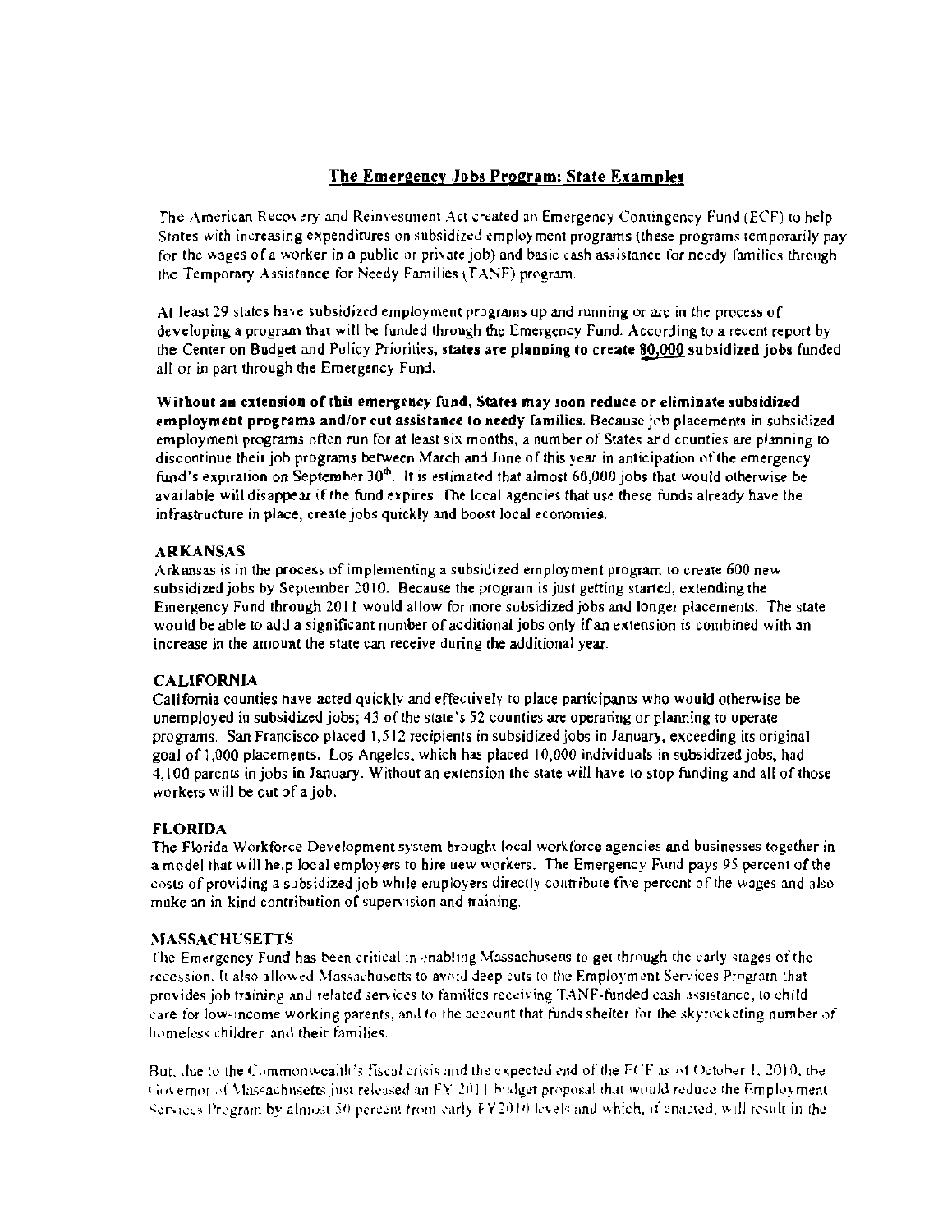## The Emergency Jobs Program: State Examples

The American Recovery and Reinvestment Act created an Emergency Contingency Fund (ECF) to help States with increasing expenditures on subsidized employment programs (these programs temporarily pay for the wages of a worker in a public or private job) and basic cash assistance for needy families through the Temporary Assistance for Needy Families (TANF) program.

At least 29 states have subsidized employment programs up and running or are in the process of developing a program that will be funded through the Emergency Fund. According to a recent report by the Center on Budget and Policy Priorities, **states are planning to create <u>80,000</u> subsidized jobs** funded all or in part through the Emergency Fund.

**Without an extension of this emergency fund, States may soon reduce or eliminate subsidized employment programs and/or cut assistance to needy families.** Because job placements in subsidized employment programs often run for at least six months, a number of States and counties are planning to discontinue their job programs between March and June of this year in anticipation of the emergency fund's expiration on September 30th. It is estimated that almost 60,000 jobs that would otherwise be available will disappear if the fund expires. The local agencies that use these funds already have the infrastructure in place, create jobs quickly and boost local economies.

### ARKANSAS

Arkansas is in the process of implementing a subsidized employment program to create 600 new subsidized jobs by September 2010. Because the program is just getting started, extending the Emergency Fund through 2011 would allow for more subsidized jobs and longer placements. The state would be able to add a significant number of additional jobs only if an extension is combined with an increase in the amount the state can receive during the additional year.

### CALIFORNIA

California counties have acted quickly and effectively to place participants who would otherwise be unemployed in subsidized jobs; 43 of the state's 52 counties are operating or planning to operate programs. San Francisco placed 1,512 recipients in subsidized jobs in January, exceeding its original goal of 1,000 placements. Los Angeles, which has placed 10,000 individuals in subsidized jobs, had 4,100 parents in jobs in January. Without an extension the state will have to stop funding and all of those workers will be out of a job.

### FLORIDA

The Florida Workforce Development system brought local workforce agencies and businesses together in a model that will help local employers to hire new workers. The Emergency Fund pays 95 percent of the costs of providing a subsidized job while employers directly contribute five percent of the wages and also make an in-kind contribution of supervision and training.

### MASSACHUSETTS

The Emergency Fund has been critical in enabling Massachusetts to get through the early stages of the recession. It also allowed Massachusetts to avoid deep cuts to the Employment Services Program that provides job training and related services to families receiving TANF-funded cash assistance, to child care for low-income working parents, and to the account that funds shelter for the skyrocketing number of homeless children and their families.

But, due to the Commonwealth's fiscal crisis and the expected end of the ECF as of October 1, 2010, the Governor of Massachusetts just released an FY 2011 budget proposal that would reduce the Employment Services Program by almost 50 percent from early FY2010 levels and which, if enacted, will result in the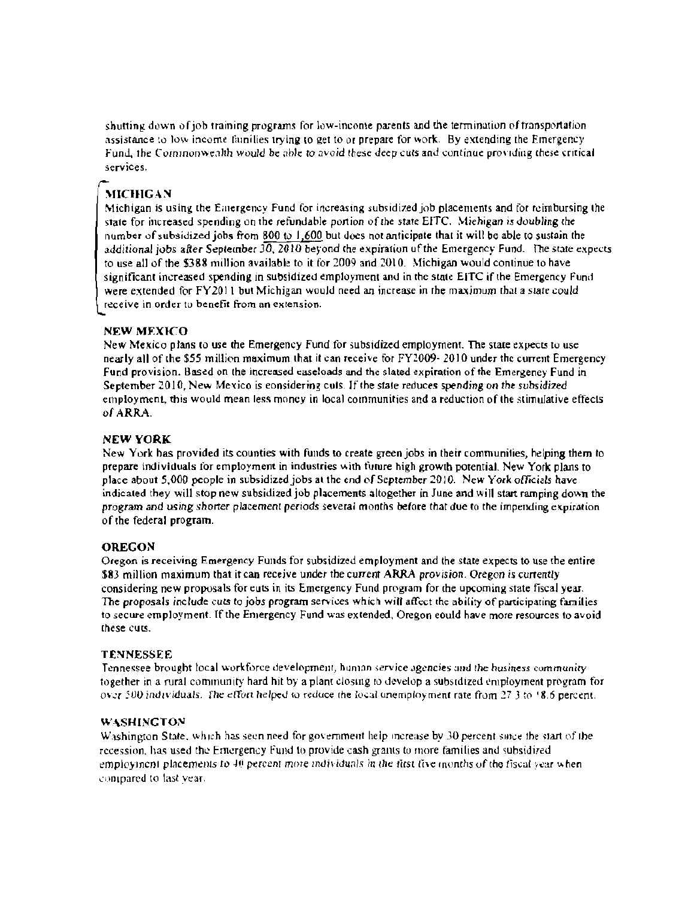shutting down of job training programs for low-income parents and the termination of transportation assistance to low income families trying to get to or prepare for work. By extending the Emergency Fund, the Commonwealth would be able to avoid these deep cuts and continue providing these critical services.

### MICHIGAN

Michigan is using the Emergency Fund for increasing subsidized job placements and for reimbursing the state for increased spending on the refundable portion of the state EITC. Michigan is doubling the number of subsidized jobs from 800 to 1,600 but does not anticipate that it will be able to sustain the additional jobs after September 30, 2010 beyond the expiration of the Emergency Fund. The state expects to use all of the $388 million available to it for 2009 and 2010. Michigan would continue to have significant increased spending in subsidized employment and in the state EITC if the Emergency Fund were extended for FY2011 but Michigan would need an increase in the maximum that a state could receive in order to benefit from an extension.

### NEW MEXICO

New Mexico plans to use the Emergency Fund for subsidized employment. The state expects to use nearly all of the $55 million maximum that it can receive for FY2009- 2010 under the current Emergency Fund provision. Based on the increased caseloads and the slated expiration of the Emergency Fund in September 2010, New Mexico is considering cuts. If the state reduces spending on the subsidized employment, this would mean less money in local communities and a reduction of the stimulative effects of ARRA.

### NEW YORK

New York has provided its counties with funds to create green jobs in their communities, helping them to prepare individuals for employment in industries with future high growth potential. New York plans to place about 5,000 people in subsidized jobs at the end of September 2010. New York officials have indicated they will stop new subsidized job placements altogether in June and will start ramping down the program and using shorter placement periods several months before that due to the impending expiration of the federal program.

### OREGON

Oregon is receiving Emergency Funds for subsidized employment and the state expects to use the entire $83 million maximum that it can receive under the current ARRA provision. Oregon is currently considering new proposals for cuts in its Emergency Fund program for the upcoming state fiscal year. The proposals include cuts to jobs program services which will affect the ability of participating families to secure employment. If the Emergency Fund was extended, Oregon could have more resources to avoid these cuts.

### TENNESSEE

Tennessee brought local workforce development, human service agencies and the business community together in a rural community hard hit by a plant closing to develop a subsidized employment program for over 500 individuals. The effort helped to reduce the local unemployment rate from 27.3 to 18.6 percent.

### WASHINGTON

Washington State, which has seen need for government help increase by 30 percent since the start of the recession, has used the Emergency Fund to provide cash grants to more families and subsidized employment placements to 40 percent more individuals in the first five months of the fiscal year when compared to last year.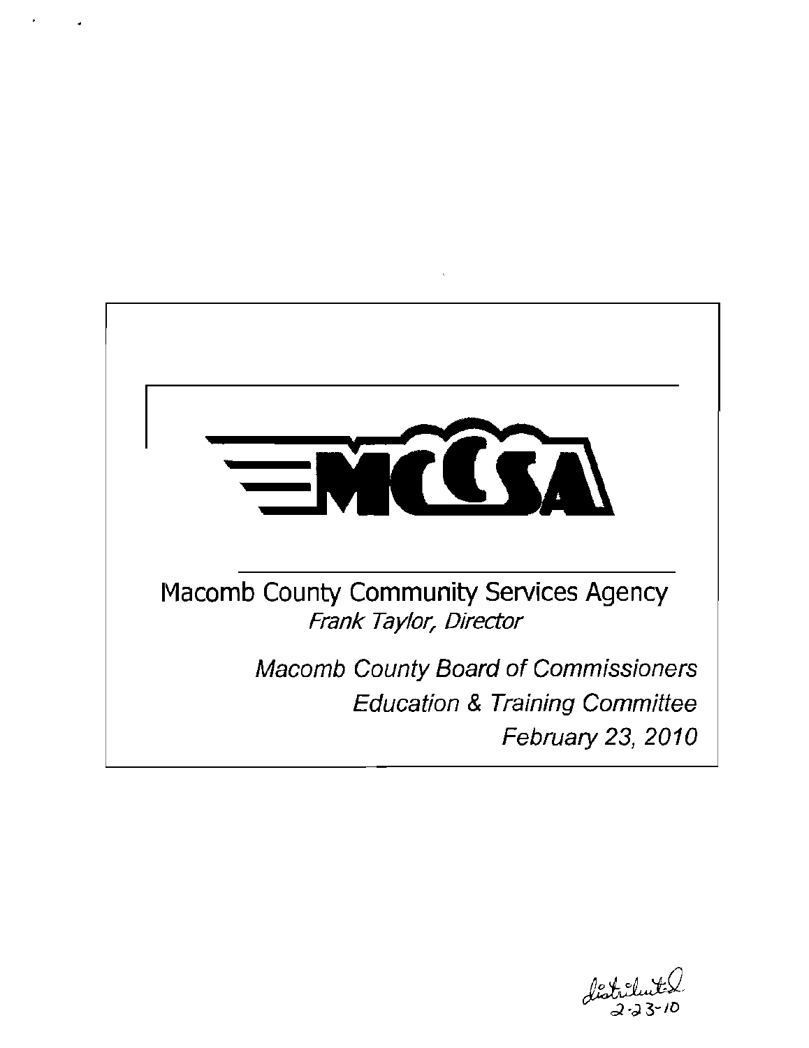# MCCSA

Macomb County Community Services Agency

*Frank Taylor, Director*

*Macomb County Board of Commissioners*

*Education & Training Committee*

*February 23, 2010*

distributed 2-23-10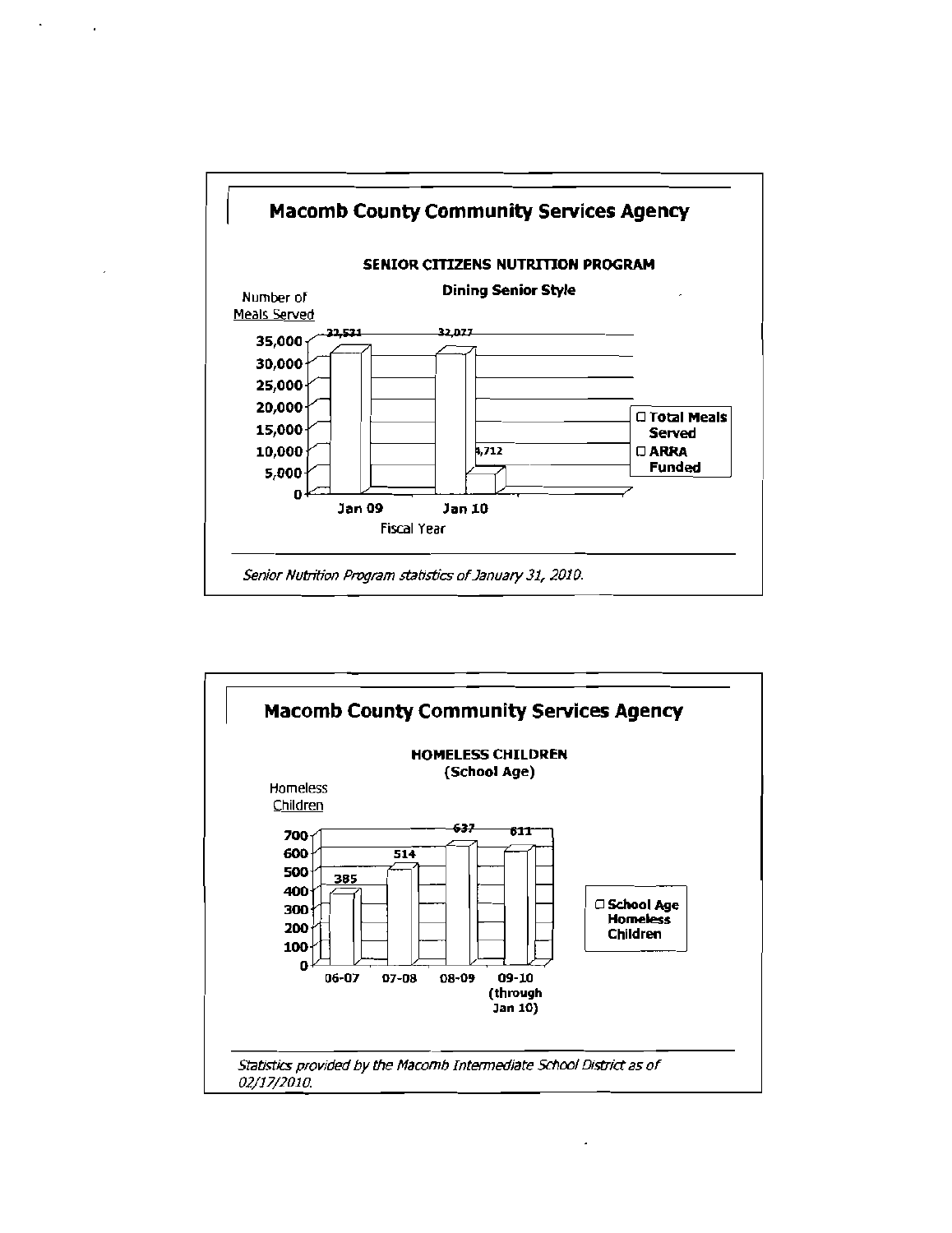## Macomb County Community Services Agency

### SENIOR CITIZENS NUTRITION PROGRAM

**Dining Senior Style**

Number of Meals Served

| Fiscal Year | Total Meals Served | ARRA Funded |
|---|---|---|
| Jan 09 | 32,531 | |
| Jan 10 | 32,077 | 4,712 |

*Senior Nutrition Program statistics of January 31, 2010.*

## Macomb County Community Services Agency

### HOMELESS CHILDREN (School Age)

Homeless Children

| Year | School Age Homeless Children |
|---|---|
| 06-07 | 385 |
| 07-08 | 514 |
| 08-09 | 637 |
| 09-10 (through Jan 10) | 611 |

*Statistics provided by the Macomb Intermediate School District as of 02/17/2010.*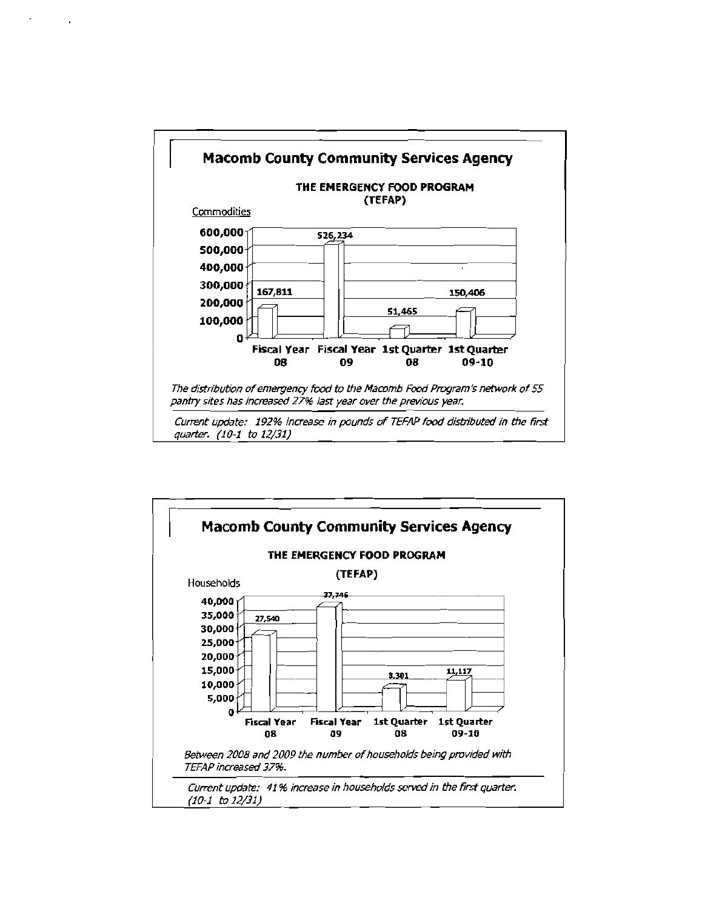## Macomb County Community Services Agency

### THE EMERGENCY FOOD PROGRAM (TEFAP)

Commodities

| | Fiscal Year 08 | Fiscal Year 09 | 1st Quarter 08 | 1st Quarter 09-10 |
|---|---|---|---|---|
| Commodities | 167,811 | 526,234 | 51,465 | 150,406 |

*The distribution of emergency food to the Macomb Food Program's network of 55 pantry sites has increased 27% last year over the previous year.*

*Current update: 192% increase in pounds of TEFAP food distributed in the first quarter. (10-1 to 12/31)*

## Macomb County Community Services Agency

### THE EMERGENCY FOOD PROGRAM (TEFAP)

Households

| | Fiscal Year 08 | Fiscal Year 09 | 1st Quarter 08 | 1st Quarter 09-10 |
|---|---|---|---|---|
| Households | 27,540 | 37,746 | 8,301 | 11,117 |

*Between 2008 and 2009 the number of households being provided with TEFAP increased 37%.*

*Current update: 41% increase in households served in the first quarter. (10-1 to 12/31)*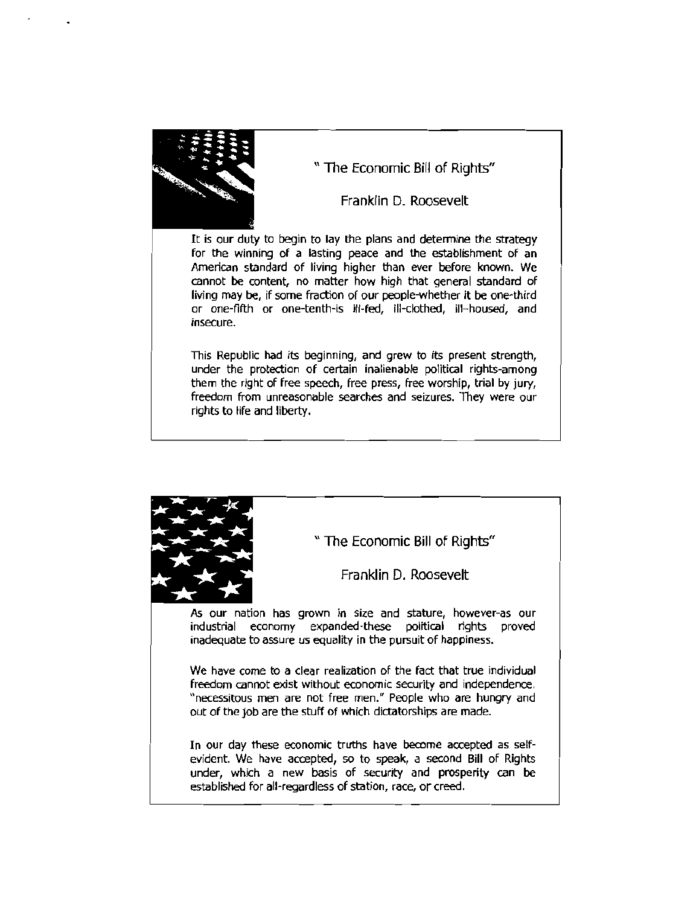## " The Economic Bill of Rights"

### Franklin D. Roosevelt

It is our duty to begin to lay the plans and determine the strategy for the winning of a lasting peace and the establishment of an American standard of living higher than ever before known. We cannot be content, no matter how high that general standard of living may be, if some fraction of our people-whether it be one-third or one-fifth or one-tenth-is ill-fed, ill-clothed, ill-housed, and insecure.

This Republic had its beginning, and grew to its present strength, under the protection of certain inalienable political rights-among them the right of free speech, free press, free worship, trial by jury, freedom from unreasonable searches and seizures. They were our rights to life and liberty.

## " The Economic Bill of Rights"

### Franklin D. Roosevelt

As our nation has grown in size and stature, however-as our industrial economy expanded-these political rights proved inadequate to assure us equality in the pursuit of happiness.

We have come to a clear realization of the fact that true individual freedom cannot exist without economic security and independence. "necessitous men are not free men." People who are hungry and out of the job are the stuff of which dictatorships are made.

In our day these economic truths have become accepted as self-evident. We have accepted, so to speak, a second Bill of Rights under, which a new basis of security and prosperity can be established for all-regardless of station, race, or creed.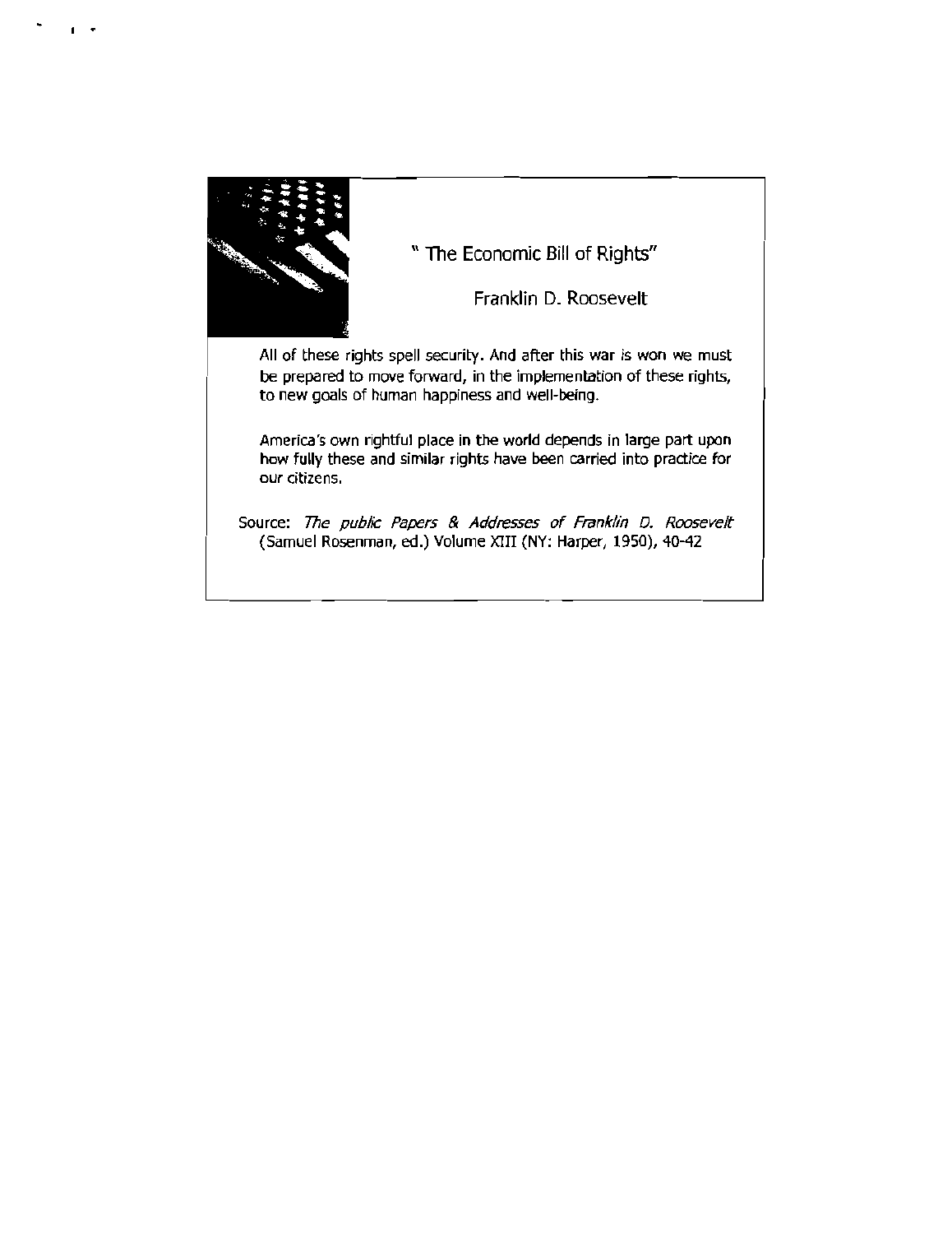# " The Economic Bill of Rights"

Franklin D. Roosevelt

All of these rights spell security. And after this war is won we must be prepared to move forward, in the implementation of these rights, to new goals of human happiness and well-being.

America's own rightful place in the world depends in large part upon how fully these and similar rights have been carried into practice for our citizens.

Source: *The public Papers & Addresses of Franklin D. Roosevelt* (Samuel Rosenman, ed.) Volume XIII (NY: Harper, 1950), 40-42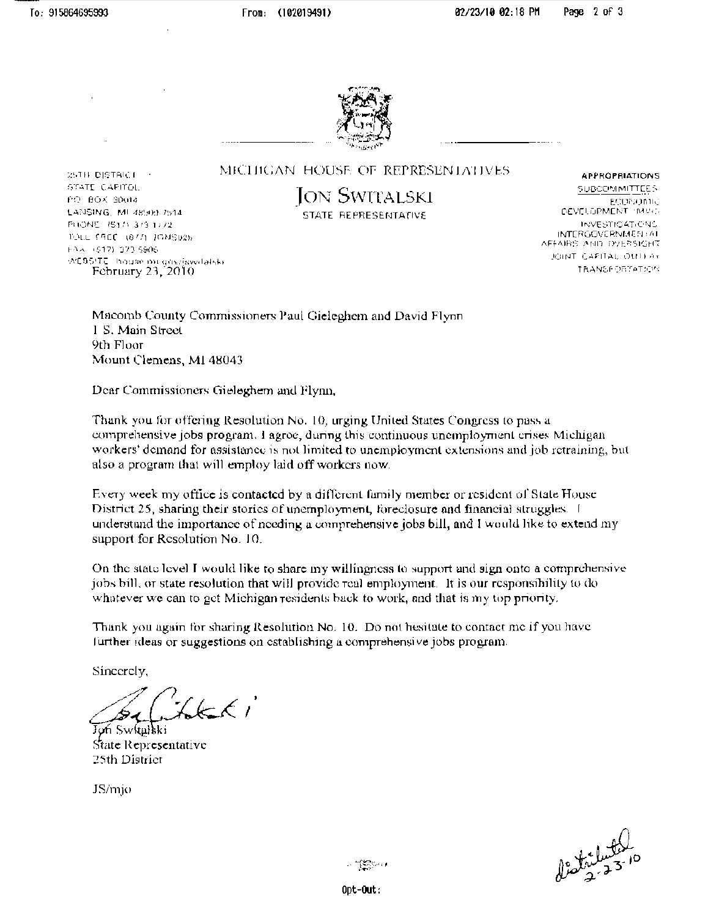# MICHIGAN HOUSE OF REPRESENTATIVES

## JON SWITALSKI

STATE REPRESENTATIVE

25TH DISTRICT
STATE CAPITOL
P.O. BOX 30014
LANSING, MI 48909-7514
PHONE (517) 373-1772
TOLL FREE (877) JONS025
FAX (517) 373-5906
WEBSITE house.mi.gov/jswitalski

APPROPRIATIONS
SUBCOMMITTEES:
ECONOMIC DEVELOPMENT (MVC)
INVESTIGATIONS
INTERGOVERNMENTAL AFFAIRS AND OVERSIGHT
JOINT CAPITAL OUTLAY
TRANSPORTATION

February 23, 2010

Macomb County Commissioners Paul Gieleghem and David Flynn
1 S. Main Street
9th Floor
Mount Clemens, MI 48043

Dear Commissioners Gieleghem and Flynn,

Thank you for offering Resolution No. 10, urging United States Congress to pass a comprehensive jobs program. I agree, during this continuous unemployment crises Michigan workers' demand for assistance is not limited to unemployment extensions and job retraining, but also a program that will employ laid off workers now.

Every week my office is contacted by a different family member or resident of State House District 25, sharing their stories of unemployment, foreclosure and financial struggles. I understand the importance of needing a comprehensive jobs bill, and I would like to extend my support for Resolution No. 10.

On the state level I would like to share my willingness to support and sign onto a comprehensive jobs bill, or state resolution that will provide real employment. It is our responsibility to do whatever we can to get Michigan residents back to work, and that is my top priority.

Thank you again for sharing Resolution No. 10. Do not hesitate to contact me if you have further ideas or suggestions on establishing a comprehensive jobs program.

Sincerely,

Jon Switalski
State Representative
25th District

JS/mjo

distributed 2-23-10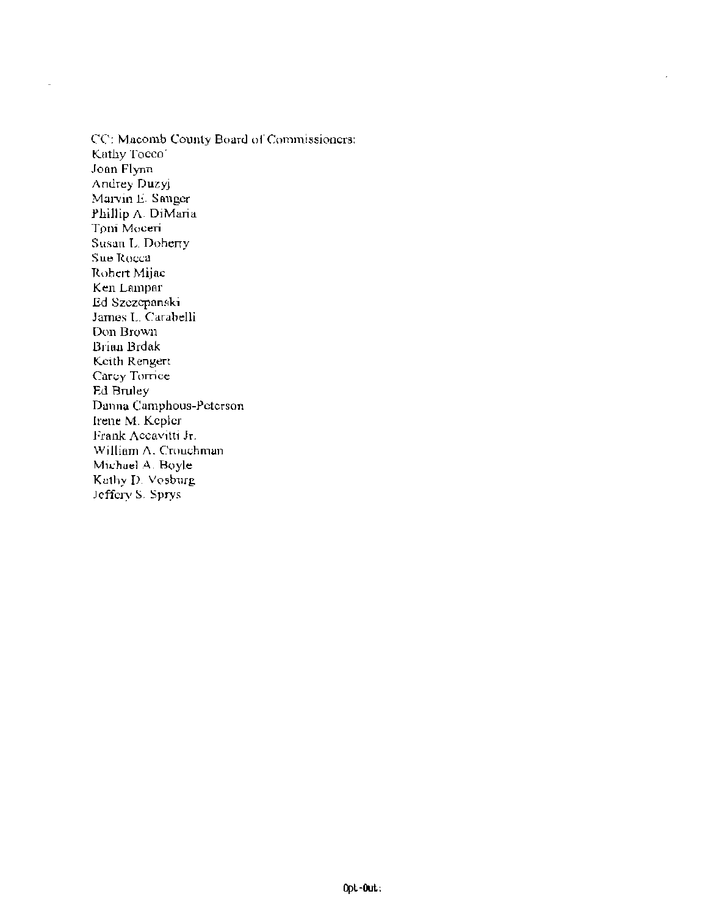CC: Macomb County Board of Commissioners:
Kathy Tocco'
Joan Flynn
Andrey Duzyj
Marvin E. Sauger
Phillip A. DiMaria
Toni Moceri
Susan L. Doherty
Sue Rocca
Robert Mijac
Ken Lampar
Ed Szczepanski
James L. Carabelli
Don Brown
Brian Brdak
Keith Rengert
Carey Torrice
Ed Bruley
Dana Camphous-Peterson
Irene M. Kepler
Frank Accavitti Jr.
William A. Crouchman
Michael A. Boyle
Kathy D. Vosburg
Jeffery S. Sprys

Opt-Out: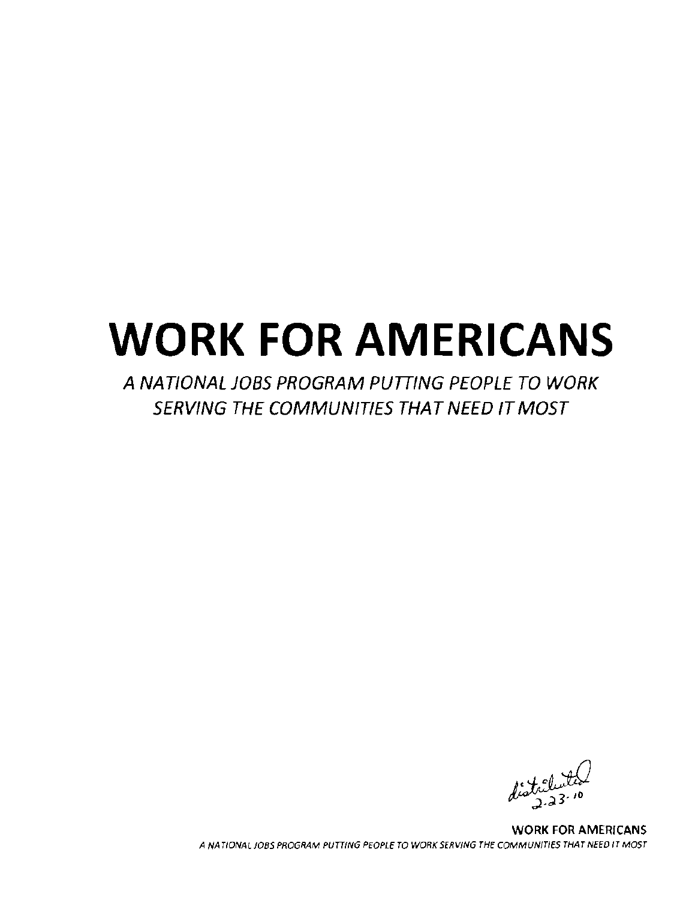# WORK FOR AMERICANS

*A NATIONAL JOBS PROGRAM PUTTING PEOPLE TO WORK SERVING THE COMMUNITIES THAT NEED IT MOST*

distributed 2-23-10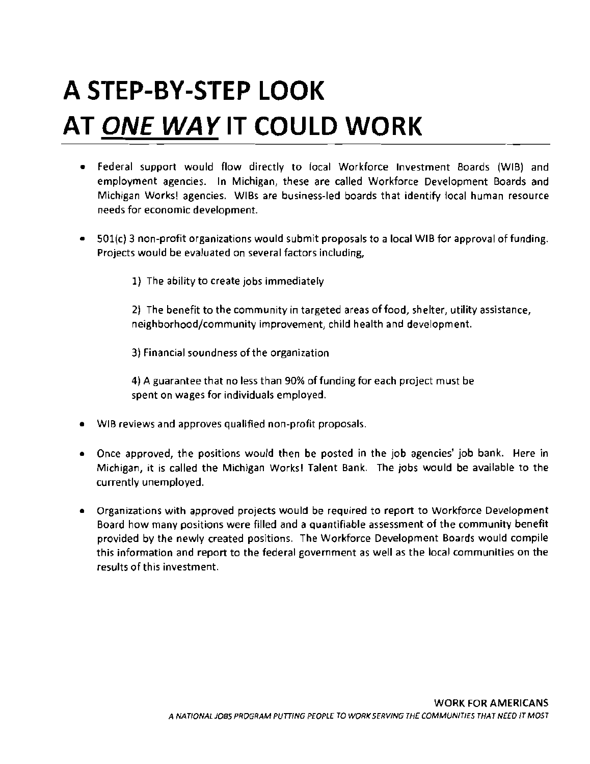# A STEP-BY-STEP LOOK AT *ONE WAY* IT COULD WORK

- Federal support would flow directly to local Workforce Investment Boards (WIB) and employment agencies. In Michigan, these are called Workforce Development Boards and Michigan Works! agencies. WIBs are business-led boards that identify local human resource needs for economic development.

- 501(c) 3 non-profit organizations would submit proposals to a local WIB for approval of funding. Projects would be evaluated on several factors including,

  1) The ability to create jobs immediately

  2) The benefit to the community in targeted areas of food, shelter, utility assistance, neighborhood/community improvement, child health and development.

  3) Financial soundness of the organization

  4) A guarantee that no less than 90% of funding for each project must be spent on wages for individuals employed.

- WIB reviews and approves qualified non-profit proposals.

- Once approved, the positions would then be posted in the job agencies' job bank. Here in Michigan, it is called the Michigan Works! Talent Bank. The jobs would be available to the currently unemployed.

- Organizations with approved projects would be required to report to Workforce Development Board how many positions were filled and a quantifiable assessment of the community benefit provided by the newly created positions. The Workforce Development Boards would compile this information and report to the federal government as well as the local communities on the results of this investment.

WORK FOR AMERICANS

*A NATIONAL JOBS PROGRAM PUTTING PEOPLE TO WORK SERVING THE COMMUNITIES THAT NEED IT MOST*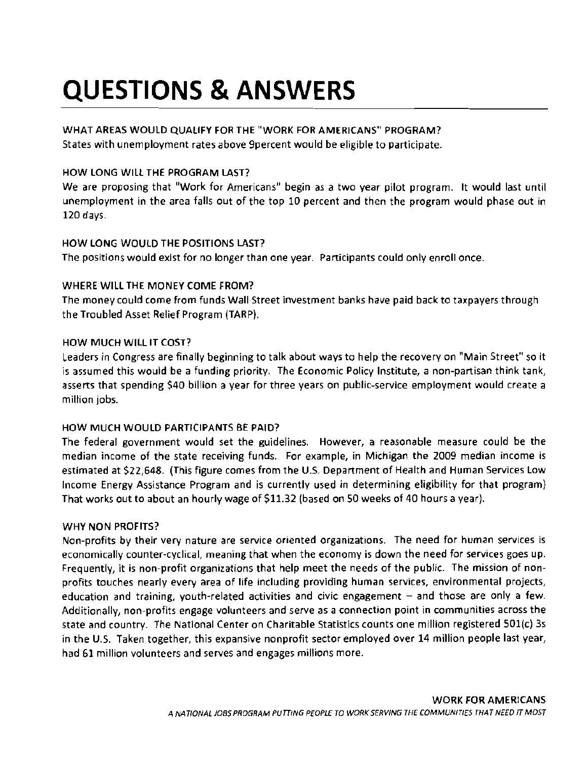# QUESTIONS & ANSWERS

WHAT AREAS WOULD QUALIFY FOR THE "WORK FOR AMERICANS" PROGRAM?
States with unemployment rates above 9percent would be eligible to participate.

HOW LONG WILL THE PROGRAM LAST?
We are proposing that "Work for Americans" begin as a two year pilot program. It would last until unemployment in the area falls out of the top 10 percent and then the program would phase out in 120 days.

HOW LONG WOULD THE POSITIONS LAST?
The positions would exist for no longer than one year. Participants could only enroll once.

WHERE WILL THE MONEY COME FROM?
The money could come from funds Wall Street investment banks have paid back to taxpayers through the Troubled Asset Relief Program (TARP).

HOW MUCH WILL IT COST?
Leaders in Congress are finally beginning to talk about ways to help the recovery on "Main Street" so it is assumed this would be a funding priority. The Economic Policy Institute, a non-partisan think tank, asserts that spending $40 billion a year for three years on public-service employment would create a million jobs.

HOW MUCH WOULD PARTICIPANTS BE PAID?
The federal government would set the guidelines. However, a reasonable measure could be the median income of the state receiving funds. For example, in Michigan the 2009 median income is estimated at $22,648. (This figure comes from the U.S. Department of Health and Human Services Low Income Energy Assistance Program and is currently used in determining eligibility for that program) That works out to about an hourly wage of $11.32 (based on 50 weeks of 40 hours a year).

WHY NON PROFITS?
Non-profits by their very nature are service oriented organizations. The need for human services is economically counter-cyclical, meaning that when the economy is down the need for services goes up. Frequently, it is non-profit organizations that help meet the needs of the public. The mission of non-profits touches nearly every area of life including providing human services, environmental projects, education and training, youth-related activities and civic engagement – and those are only a few. Additionally, non-profits engage volunteers and serve as a connection point in communities across the state and country. The National Center on Charitable Statistics counts one million registered 501(c) 3s in the U.S. Taken together, this expansive nonprofit sector employed over 14 million people last year, had 61 million volunteers and serves and engages millions more.

WORK FOR AMERICANS

*A NATIONAL JOBS PROGRAM PUTTING PEOPLE TO WORK SERVING THE COMMUNITIES THAT NEED IT MOST*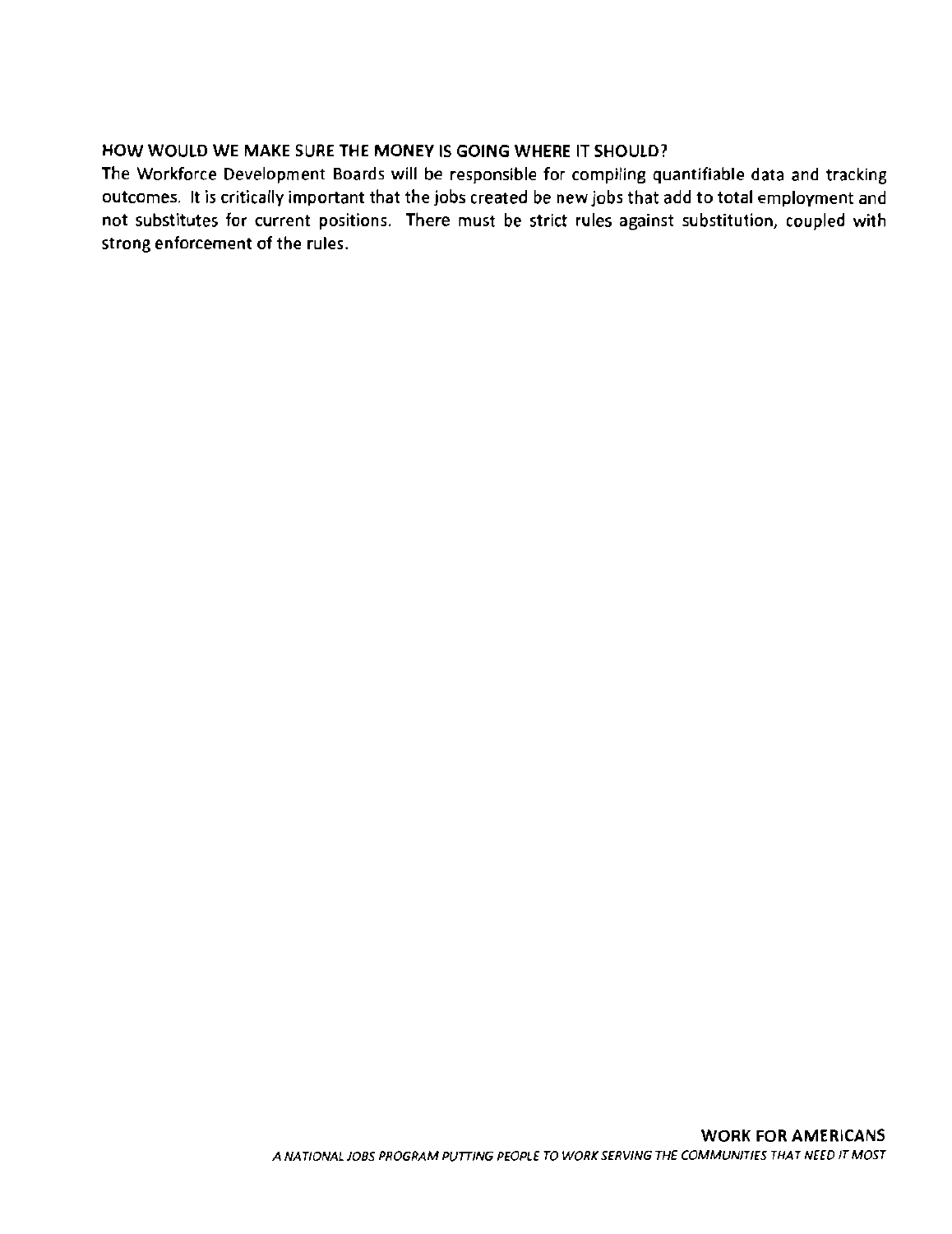### HOW WOULD WE MAKE SURE THE MONEY IS GOING WHERE IT SHOULD?

The Workforce Development Boards will be responsible for compiling quantifiable data and tracking outcomes. It is critically important that the jobs created be new jobs that add to total employment and not substitutes for current positions. There must be strict rules against substitution, coupled with strong enforcement of the rules.